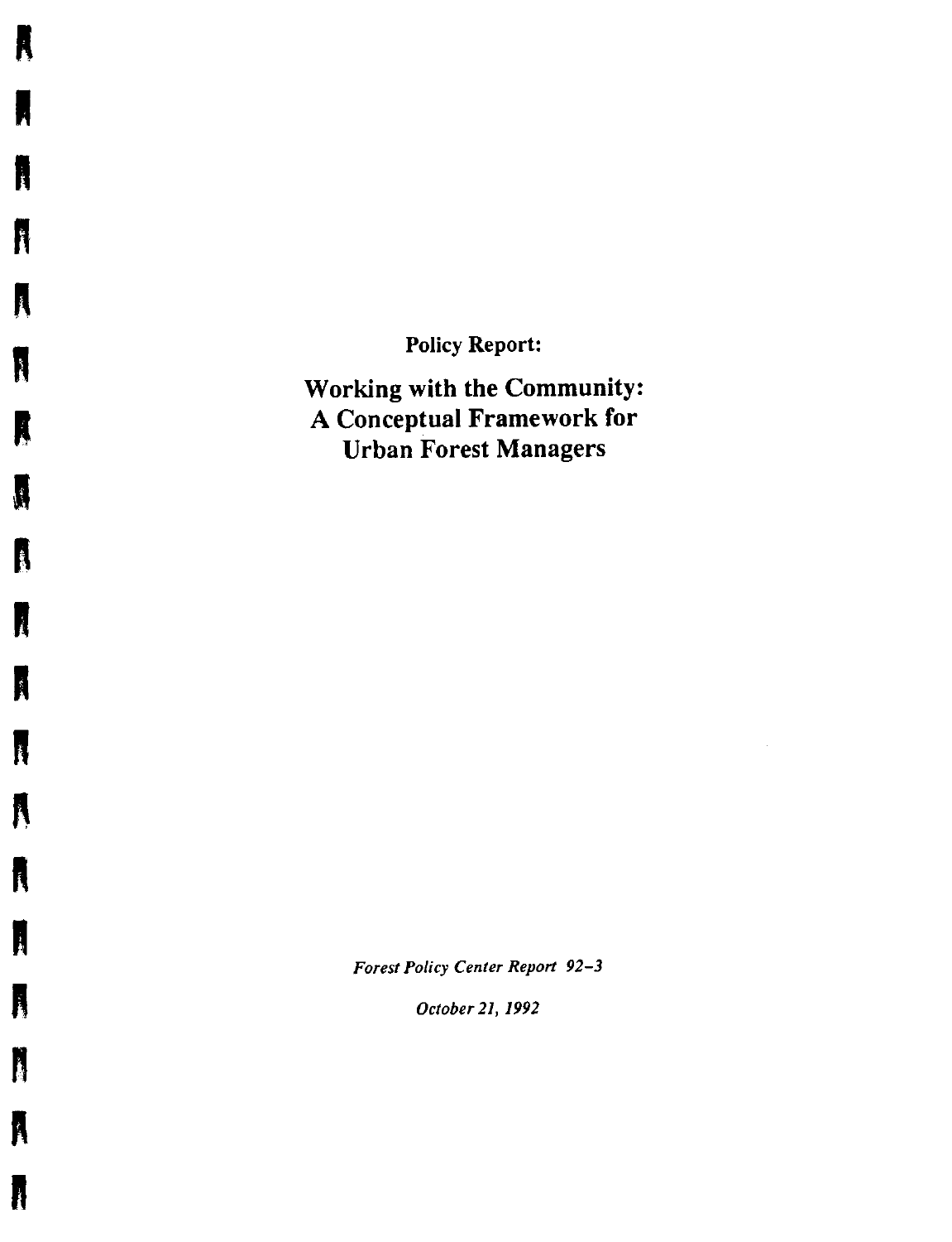Policy Report:

# Working with the Community: A Conceptual Framework for Urban Forest Managers

*Forest Policy Center Report 92-3*

*October 21, 1992*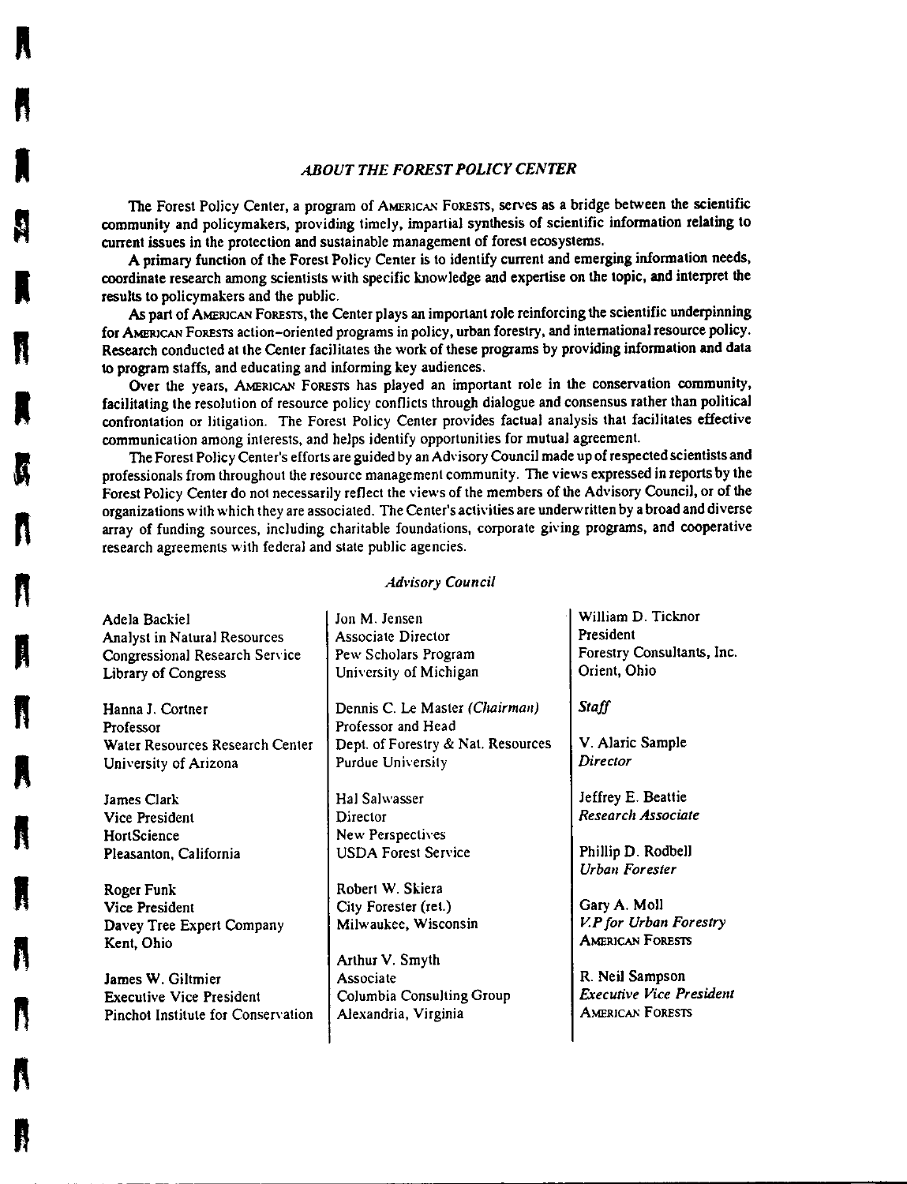## *ABOUT THE FOREST POLICY CENTER*

The Forest Policy Center, a program of AMERICAN FORESTS, serves as a bridge between the scientific community and policymakers, providing timely, impartial synthesis of scientific information relating to current issues in the protection and sustainable management of forest ecosystems.

A primary function of the Forest Policy Center is to identify current and emerging information needs, coordinate research among scientists with specific knowledge and expertise on the topic, and interpret the results to policymakers and the public.

As part of AMERICAN FORESTS, the Center plays an important role reinforcing the scientific underpinning for AMERICAN FORESTS action-oriented programs in policy, urban forestry, and international resource policy. Research conducted at the Center facilitates the work of these programs by providing information and data to program staffs, and educating and informing key audiences.

Over the years, AMERICAN FORESTS has played an important role in the conservation community, facilitating the resolution of resource policy conflicts through dialogue and consensus rather than political confrontation or litigation. The Forest Policy Center provides factual analysis that facilitates effective communication among interests, and helps identify opportunities for mutual agreement.

The Forest Policy Center's efforts are guided by an Advisory Council made up of respected scientists and professionals from throughout the resource management community. The views expressed in reports by the Forest Policy Center do not necessarily reflect the views of the members of the Advisory Council, or of the organizations with which they are associated. The Center's activities are underwritten by a broad and diverse array of funding sources, including charitable foundations, corporate giving programs, and cooperative research agreements with federal and state public agencies.

### *Advisory Council*

Adela Backiel
Analyst in Natural Resources
Congressional Research Service
Library of Congress

Hanna J. Cortner
Professor
Water Resources Research Center
University of Arizona

James Clark
Vice President
HortScience
Pleasanton, California

Roger Funk
Vice President
Davey Tree Expert Company
Kent, Ohio

James W. Giltmier
Executive Vice President
Pinchot Institute for Conservation

Jon M. Jensen
Associate Director
Pew Scholars Program
University of Michigan

Dennis C. Le Master *(Chairman)*
Professor and Head
Dept. of Forestry & Nat. Resources
Purdue University

Hal Salwasser
Director
New Perspectives
USDA Forest Service

Robert W. Skiera
City Forester (ret.)
Milwaukee, Wisconsin

Arthur V. Smyth
Associate
Columbia Consulting Group
Alexandria, Virginia

William D. Ticknor
President
Forestry Consultants, Inc.
Orient, Ohio

### *Staff*

V. Alaric Sample
*Director*

Jeffrey E. Beattie
*Research Associate*

Phillip D. Rodbell
*Urban Forester*

Gary A. Moll
*V.P for Urban Forestry*
AMERICAN FORESTS

R. Neil Sampson
*Executive Vice President*
AMERICAN FORESTS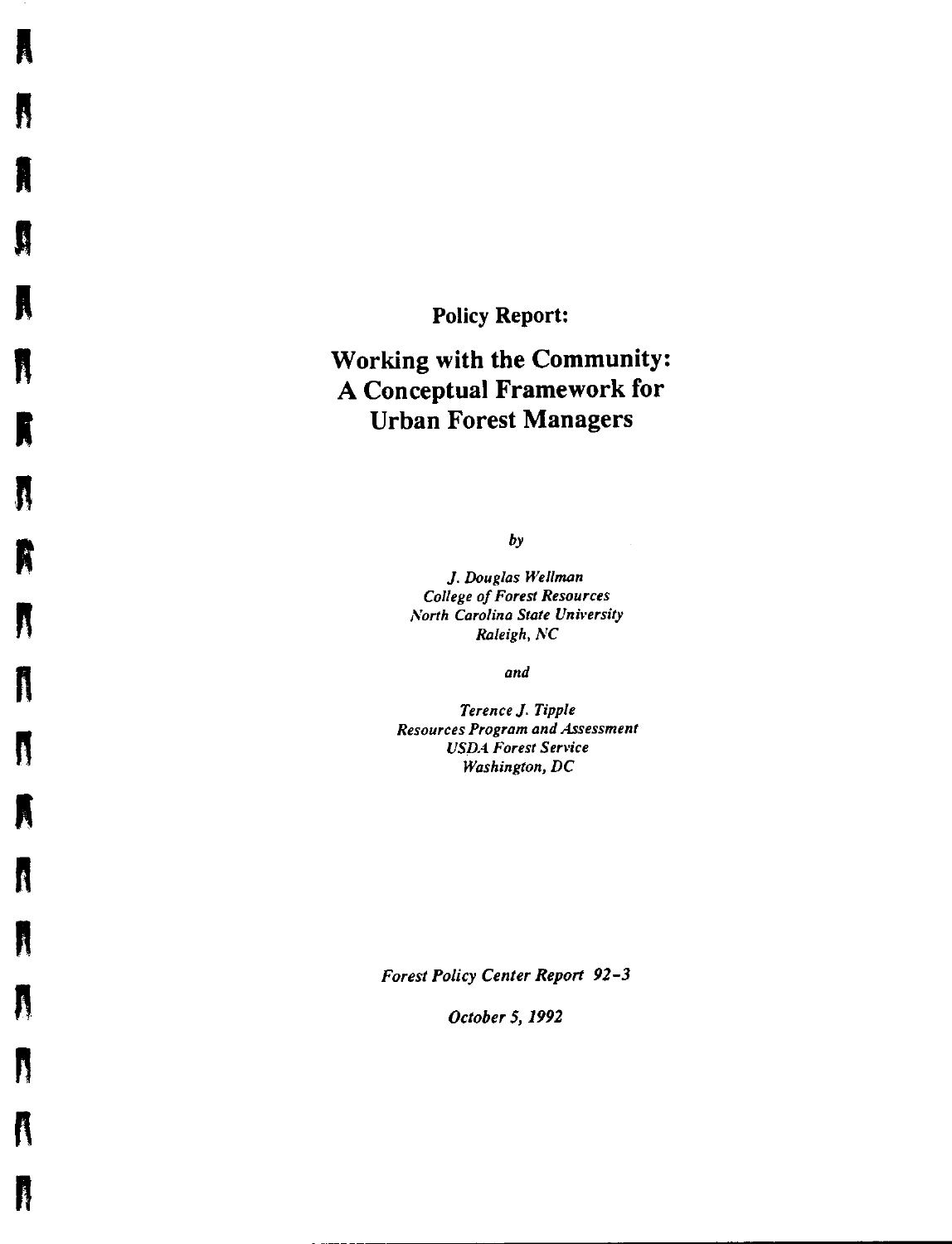**Policy Report:**

# Working with the Community: A Conceptual Framework for Urban Forest Managers

*by*

*J. Douglas Wellman*
*College of Forest Resources*
*North Carolina State University*
*Raleigh, NC*

*and*

*Terence J. Tipple*
*Resources Program and Assessment*
*USDA Forest Service*
*Washington, DC*

*Forest Policy Center Report 92-3*

*October 5, 1992*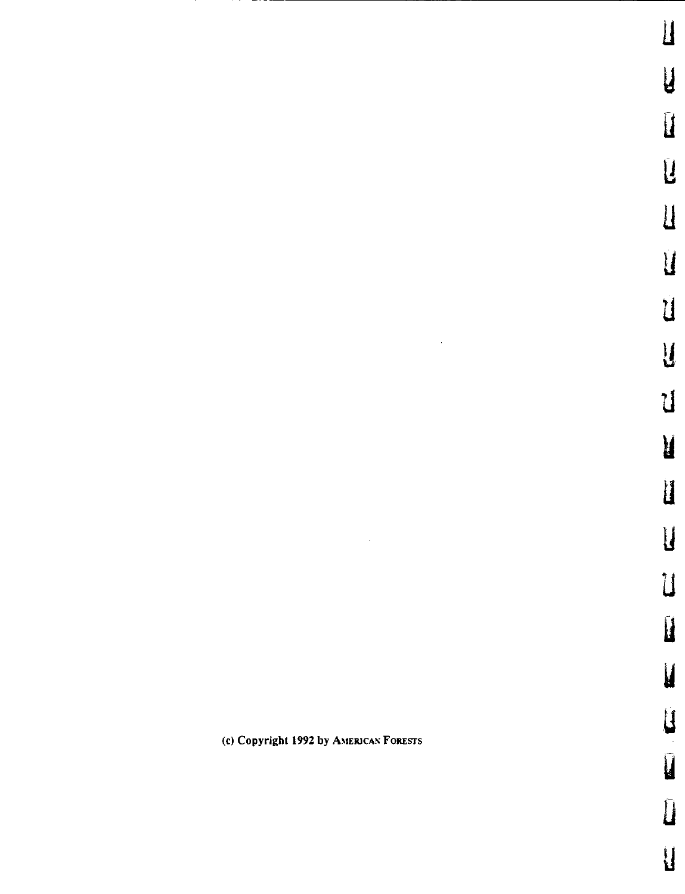(c) Copyright 1992 by AMERICAN FORESTS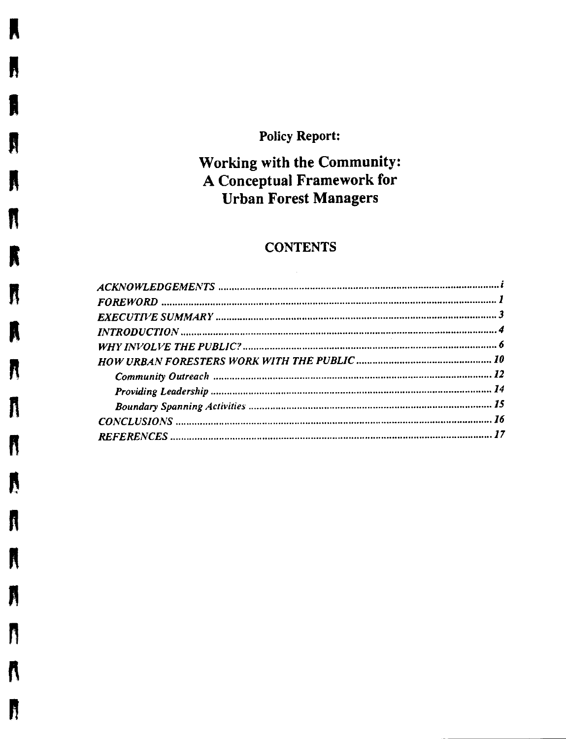**Policy Report:**

# Working with the Community: A Conceptual Framework for Urban Forest Managers

## CONTENTS

*ACKNOWLEDGEMENTS* ........ *i*
*FOREWORD* ........ *1*
*EXECUTIVE SUMMARY* ........ *3*
*INTRODUCTION* ........ *4*
*WHY INVOLVE THE PUBLIC?* ........ *6*
*HOW URBAN FORESTERS WORK WITH THE PUBLIC* ........ *10*
- ***Community Outreach*** ........ ***12***
- ***Providing Leadership*** ........ ***14***
- ***Boundary Spanning Activities*** ........ ***15***

*CONCLUSIONS* ........ *16*
*REFERENCES* ........ *17*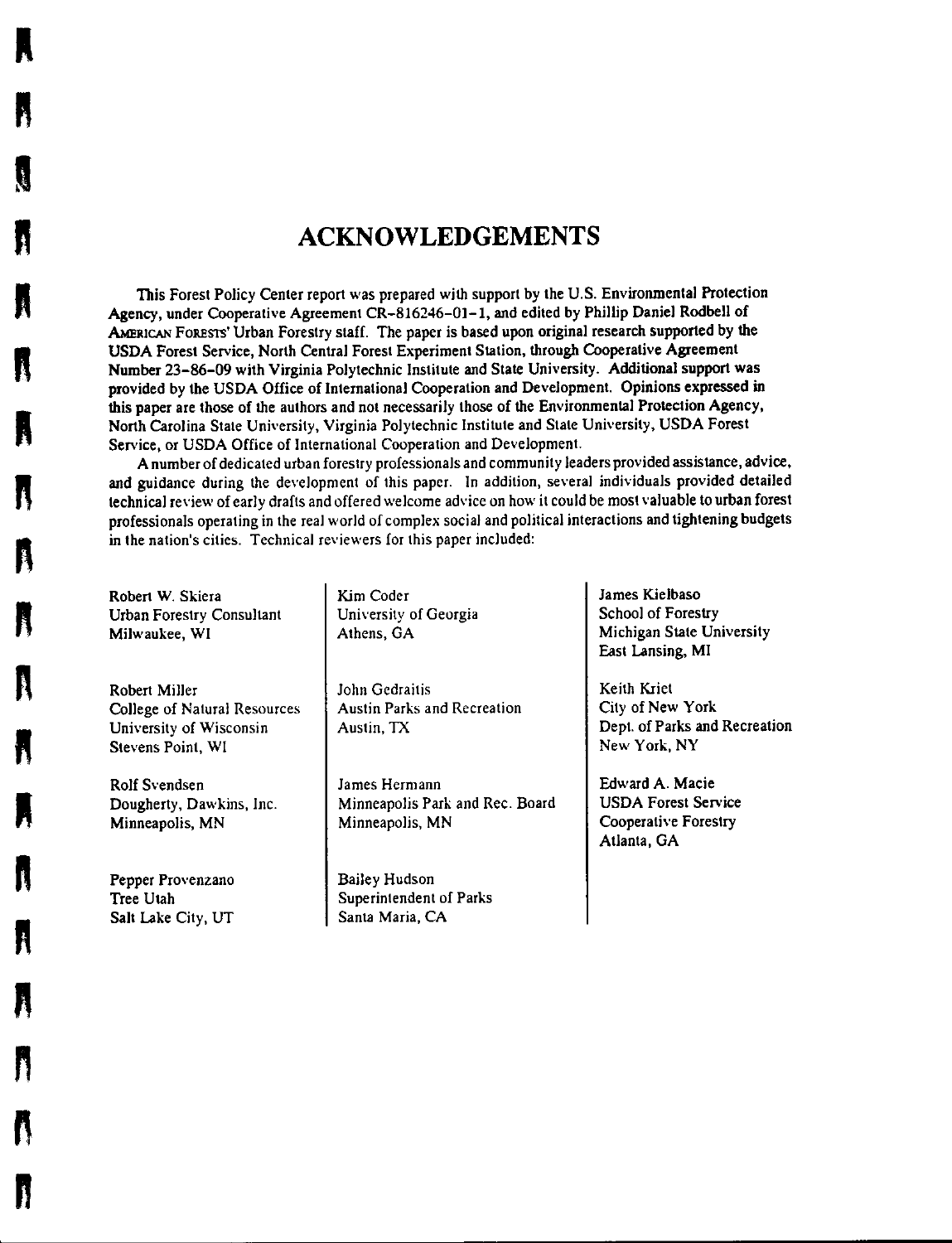# ACKNOWLEDGEMENTS

This Forest Policy Center report was prepared with support by the U.S. Environmental Protection Agency, under Cooperative Agreement CR-816246-01-1, and edited by Phillip Daniel Rodbell of AMERICAN FORESTS' Urban Forestry staff. The paper is based upon original research supported by the USDA Forest Service, North Central Forest Experiment Station, through Cooperative Agreement Number 23-86-09 with Virginia Polytechnic Institute and State University. Additional support was provided by the USDA Office of International Cooperation and Development. Opinions expressed in this paper are those of the authors and not necessarily those of the Environmental Protection Agency, North Carolina State University, Virginia Polytechnic Institute and State University, USDA Forest Service, or USDA Office of International Cooperation and Development.

A number of dedicated urban forestry professionals and community leaders provided assistance, advice, and guidance during the development of this paper. In addition, several individuals provided detailed technical review of early drafts and offered welcome advice on how it could be most valuable to urban forest professionals operating in the real world of complex social and political interactions and tightening budgets in the nation's cities. Technical reviewers for this paper included:

Robert W. Skiera
Urban Forestry Consultant
Milwaukee, WI

Robert Miller
College of Natural Resources
University of Wisconsin
Stevens Point, WI

Rolf Svendsen
Dougherty, Dawkins, Inc.
Minneapolis, MN

Pepper Provenzano
Tree Utah
Salt Lake City, UT

Kim Coder
University of Georgia
Athens, GA

John Gedraitis
Austin Parks and Recreation
Austin, TX

James Hermann
Minneapolis Park and Rec. Board
Minneapolis, MN

Bailey Hudson
Superintendent of Parks
Santa Maria, CA

James Kielbaso
School of Forestry
Michigan State University
East Lansing, MI

Keith Kriet
City of New York
Dept. of Parks and Recreation
New York, NY

Edward A. Macie
USDA Forest Service
Cooperative Forestry
Atlanta, GA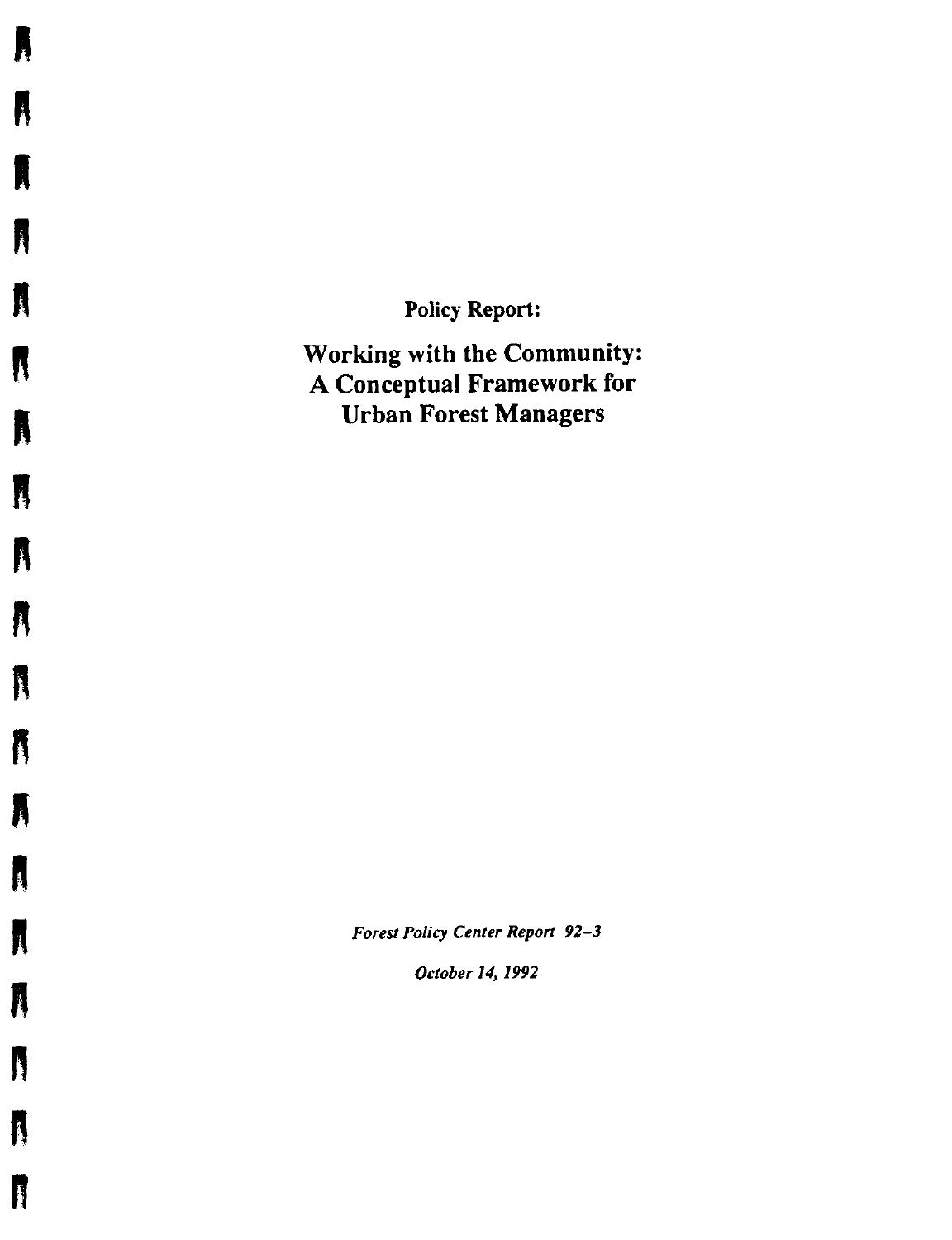Policy Report:

# Working with the Community: A Conceptual Framework for Urban Forest Managers

*Forest Policy Center Report 92-3*

*October 14, 1992*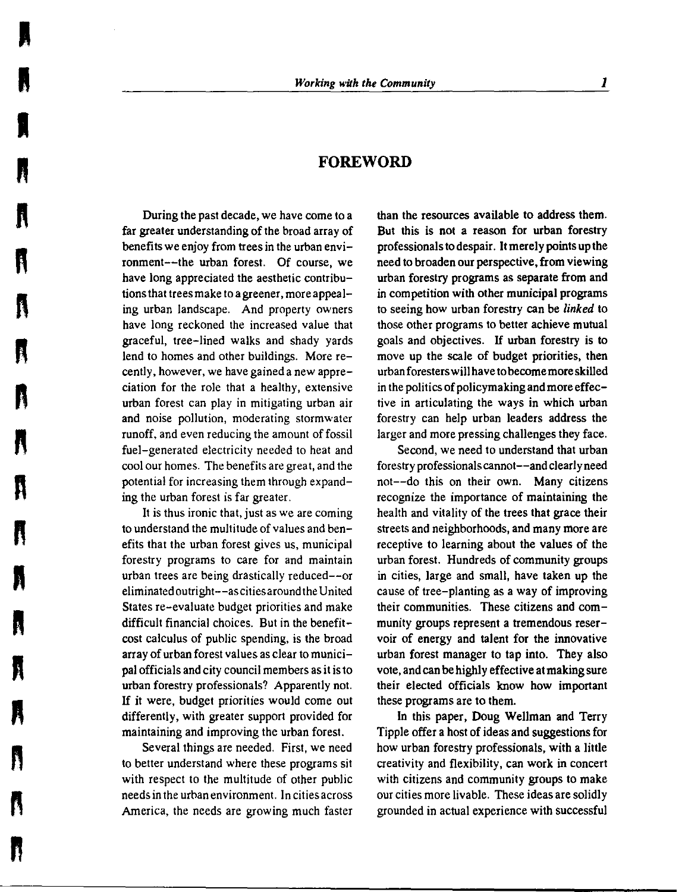## FOREWORD

During the past decade, we have come to a far greater understanding of the broad array of benefits we enjoy from trees in the urban environment--the urban forest. Of course, we have long appreciated the aesthetic contributions that trees make to a greener, more appealing urban landscape. And property owners have long reckoned the increased value that graceful, tree-lined walks and shady yards lend to homes and other buildings. More recently, however, we have gained a new appreciation for the role that a healthy, extensive urban forest can play in mitigating urban air and noise pollution, moderating stormwater runoff, and even reducing the amount of fossil fuel-generated electricity needed to heat and cool our homes. The benefits are great, and the potential for increasing them through expanding the urban forest is far greater.

It is thus ironic that, just as we are coming to understand the multitude of values and benefits that the urban forest gives us, municipal forestry programs to care for and maintain urban trees are being drastically reduced--or eliminated outright--as cities around the United States re-evaluate budget priorities and make difficult financial choices. But in the benefit-cost calculus of public spending, is the broad array of urban forest values as clear to municipal officials and city council members as it is to urban forestry professionals? Apparently not. If it were, budget priorities would come out differently, with greater support provided for maintaining and improving the urban forest.

Several things are needed. First, we need to better understand where these programs sit with respect to the multitude of other public needs in the urban environment. In cities across America, the needs are growing much faster than the resources available to address them. But this is not a reason for urban forestry professionals to despair. It merely points up the need to broaden our perspective, from viewing urban forestry programs as separate from and in competition with other municipal programs to seeing how urban forestry can be *linked* to those other programs to better achieve mutual goals and objectives. If urban forestry is to move up the scale of budget priorities, then urban foresters will have to become more skilled in the politics of policymaking and more effective in articulating the ways in which urban forestry can help urban leaders address the larger and more pressing challenges they face.

Second, we need to understand that urban forestry professionals cannot--and clearly need not--do this on their own. Many citizens recognize the importance of maintaining the health and vitality of the trees that grace their streets and neighborhoods, and many more are receptive to learning about the values of the urban forest. Hundreds of community groups in cities, large and small, have taken up the cause of tree-planting as a way of improving their communities. These citizens and community groups represent a tremendous reservoir of energy and talent for the innovative urban forest manager to tap into. They also vote, and can be highly effective at making sure their elected officials know how important these programs are to them.

In this paper, Doug Wellman and Terry Tipple offer a host of ideas and suggestions for how urban forestry professionals, with a little creativity and flexibility, can work in concert with citizens and community groups to make our cities more livable. These ideas are solidly grounded in actual experience with successful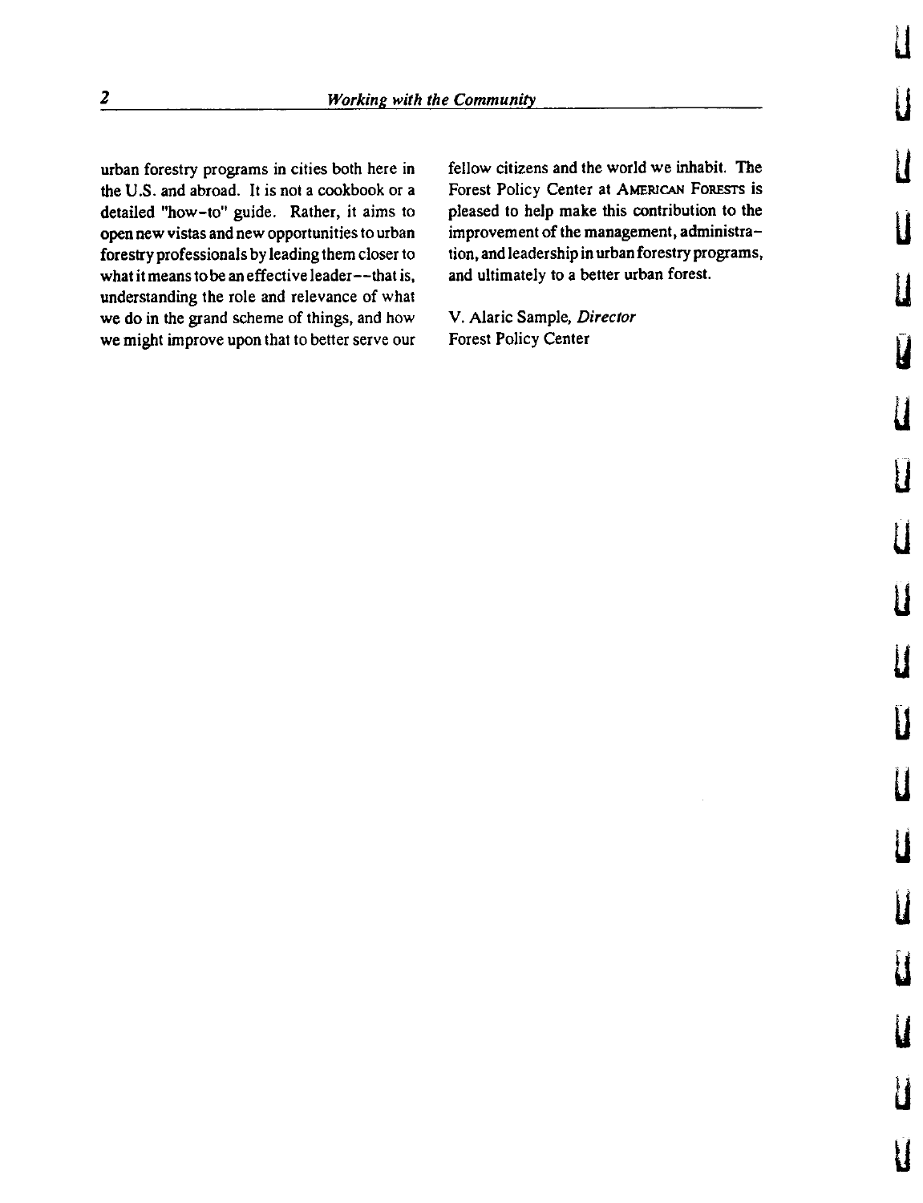urban forestry programs in cities both here in the U.S. and abroad. It is not a cookbook or a detailed "how-to" guide. Rather, it aims to open new vistas and new opportunities to urban forestry professionals by leading them closer to what it means to be an effective leader--that is, understanding the role and relevance of what we do in the grand scheme of things, and how we might improve upon that to better serve our fellow citizens and the world we inhabit. The Forest Policy Center at AMERICAN FORESTS is pleased to help make this contribution to the improvement of the management, administration, and leadership in urban forestry programs, and ultimately to a better urban forest.

V. Alaric Sample, *Director*
Forest Policy Center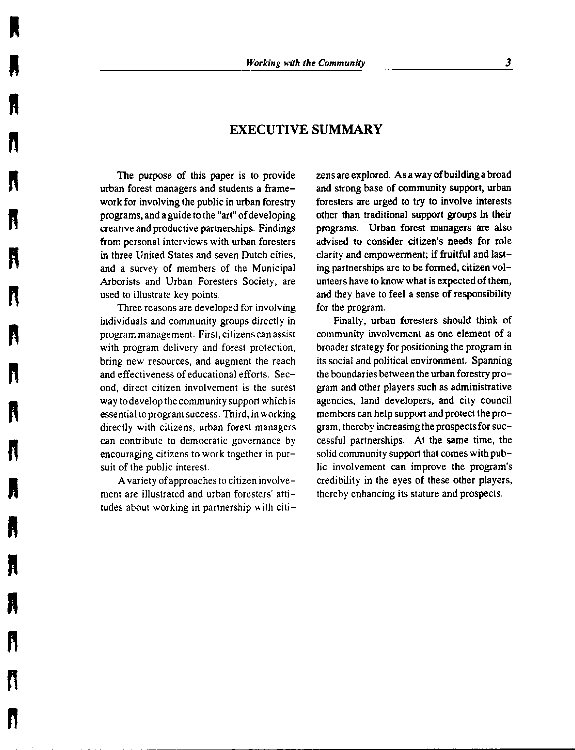# EXECUTIVE SUMMARY

The purpose of this paper is to provide urban forest managers and students a framework for involving the public in urban forestry programs, and a guide to the "art" of developing creative and productive partnerships. Findings from personal interviews with urban foresters in three United States and seven Dutch cities, and a survey of members of the Municipal Arborists and Urban Foresters Society, are used to illustrate key points.

Three reasons are developed for involving individuals and community groups directly in program management. First, citizens can assist with program delivery and forest protection, bring new resources, and augment the reach and effectiveness of educational efforts. Second, direct citizen involvement is the surest way to develop the community support which is essential to program success. Third, in working directly with citizens, urban forest managers can contribute to democratic governance by encouraging citizens to work together in pursuit of the public interest.

A variety of approaches to citizen involvement are illustrated and urban foresters' attitudes about working in partnership with citizens are explored. As a way of building a broad and strong base of community support, urban foresters are urged to try to involve interests other than traditional support groups in their programs. Urban forest managers are also advised to consider citizen's needs for role clarity and empowerment; if fruitful and lasting partnerships are to be formed, citizen volunteers have to know what is expected of them, and they have to feel a sense of responsibility for the program.

Finally, urban foresters should think of community involvement as one element of a broader strategy for positioning the program in its social and political environment. Spanning the boundaries between the urban forestry program and other players such as administrative agencies, land developers, and city council members can help support and protect the program, thereby increasing the prospects for successful partnerships. At the same time, the solid community support that comes with public involvement can improve the program's credibility in the eyes of these other players, thereby enhancing its stature and prospects.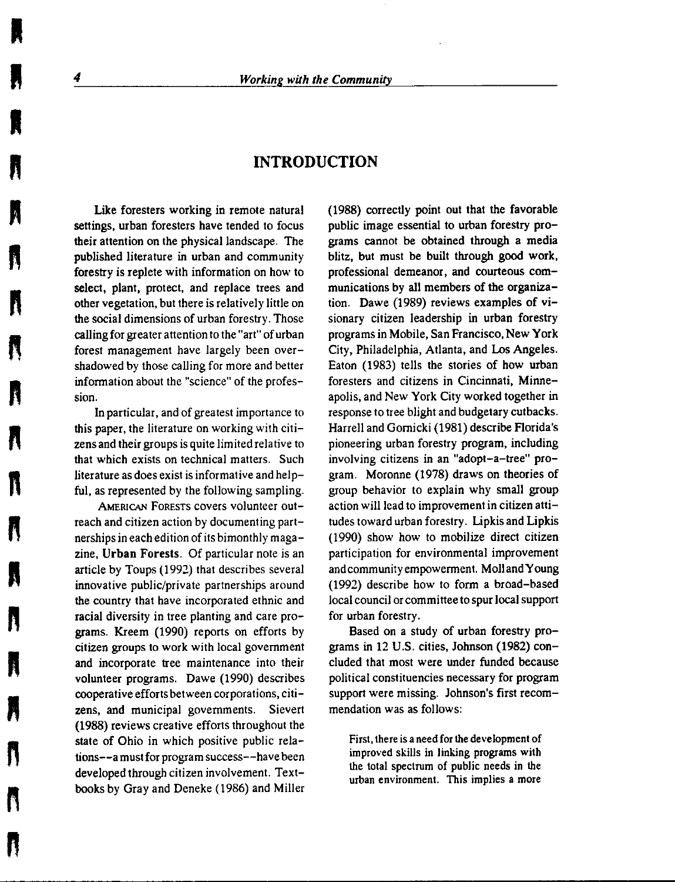# INTRODUCTION

Like foresters working in remote natural settings, urban foresters have tended to focus their attention on the physical landscape. The published literature in urban and community forestry is replete with information on how to select, plant, protect, and replace trees and other vegetation, but there is relatively little on the social dimensions of urban forestry. Those calling for greater attention to the "art" of urban forest management have largely been overshadowed by those calling for more and better information about the "science" of the profession.

In particular, and of greatest importance to this paper, the literature on working with citizens and their groups is quite limited relative to that which exists on technical matters. Such literature as does exist is informative and helpful, as represented by the following sampling.

AMERICAN FORESTS covers volunteer outreach and citizen action by documenting partnerships in each edition of its bimonthly magazine, **Urban Forests**. Of particular note is an article by Toups (1992) that describes several innovative public/private partnerships around the country that have incorporated ethnic and racial diversity in tree planting and care programs. Kreem (1990) reports on efforts by citizen groups to work with local government and incorporate tree maintenance into their volunteer programs. Dawe (1990) describes cooperative efforts between corporations, citizens, and municipal governments. Sievert (1988) reviews creative efforts throughout the state of Ohio in which positive public relations--a must for program success--have been developed through citizen involvement. Textbooks by Gray and Deneke (1986) and Miller (1988) correctly point out that the favorable public image essential to urban forestry programs cannot be obtained through a media blitz, but must be built through good work, professional demeanor, and courteous communications by all members of the organization. Dawe (1989) reviews examples of visionary citizen leadership in urban forestry programs in Mobile, San Francisco, New York City, Philadelphia, Atlanta, and Los Angeles. Eaton (1983) tells the stories of how urban foresters and citizens in Cincinnati, Minneapolis, and New York City worked together in response to tree blight and budgetary cutbacks. Harrell and Gornicki (1981) describe Florida's pioneering urban forestry program, including involving citizens in an "adopt-a-tree" program. Moronne (1978) draws on theories of group behavior to explain why small group action will lead to improvement in citizen attitudes toward urban forestry. Lipkis and Lipkis (1990) show how to mobilize direct citizen participation for environmental improvement and community empowerment. Moll and Young (1992) describe how to form a broad-based local council or committee to spur local support for urban forestry.

Based on a study of urban forestry programs in 12 U.S. cities, Johnson (1982) concluded that most were under funded because political constituencies necessary for program support were missing. Johnson's first recommendation was as follows:

> First, there is a need for the development of improved skills in linking programs with the total spectrum of public needs in the urban environment. This implies a more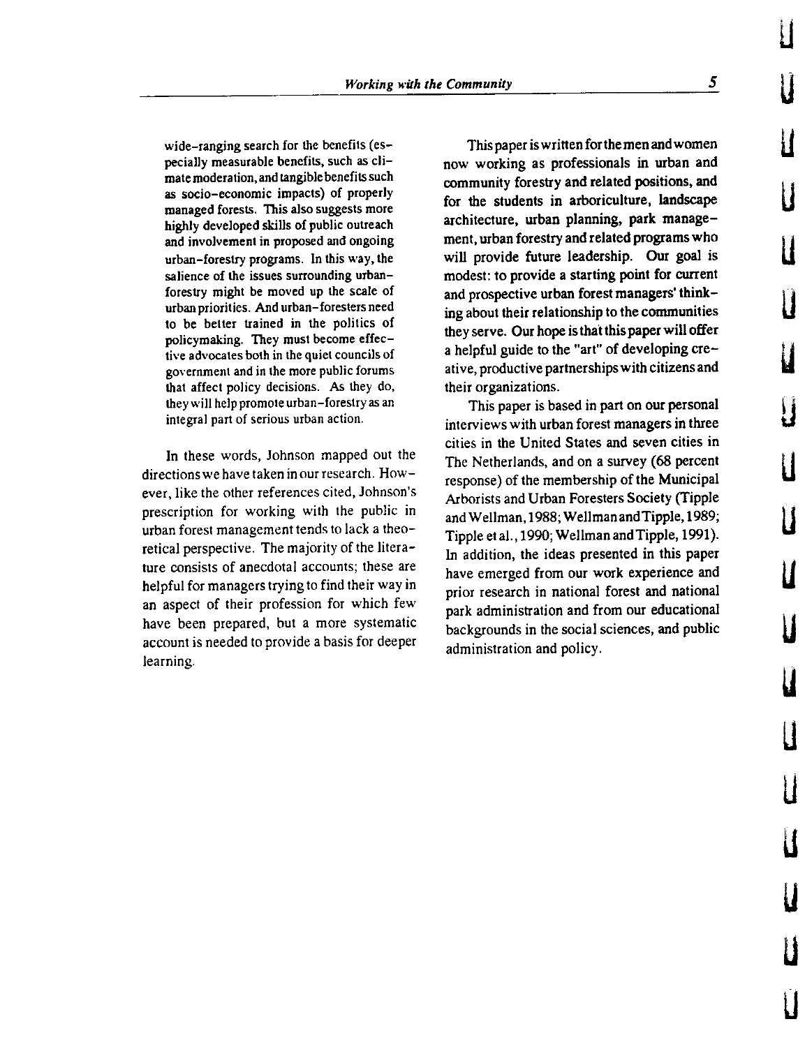> wide-ranging search for the benefits (especially measurable benefits, such as climate moderation, and tangible benefits such as socio-economic impacts) of properly managed forests. This also suggests more highly developed skills of public outreach and involvement in proposed and ongoing urban-forestry programs. In this way, the salience of the issues surrounding urban-forestry might be moved up the scale of urban priorities. And urban-foresters need to be better trained in the politics of policymaking. They must become effective advocates both in the quiet councils of government and in the more public forums that affect policy decisions. As they do, they will help promote urban-forestry as an integral part of serious urban action.

In these words, Johnson mapped out the directions we have taken in our research. However, like the other references cited, Johnson's prescription for working with the public in urban forest management tends to lack a theoretical perspective. The majority of the literature consists of anecdotal accounts; these are helpful for managers trying to find their way in an aspect of their profession for which few have been prepared, but a more systematic account is needed to provide a basis for deeper learning.

This paper is written for the men and women now working as professionals in urban and community forestry and related positions, and for the students in arboriculture, landscape architecture, urban planning, park management, urban forestry and related programs who will provide future leadership. Our goal is modest: to provide a starting point for current and prospective urban forest managers' thinking about their relationship to the communities they serve. Our hope is that this paper will offer a helpful guide to the "art" of developing creative, productive partnerships with citizens and their organizations.

This paper is based in part on our personal interviews with urban forest managers in three cities in the United States and seven cities in The Netherlands, and on a survey (68 percent response) of the membership of the Municipal Arborists and Urban Foresters Society (Tipple and Wellman, 1988; Wellman and Tipple, 1989; Tipple et al., 1990; Wellman and Tipple, 1991). In addition, the ideas presented in this paper have emerged from our work experience and prior research in national forest and national park administration and from our educational backgrounds in the social sciences, and public administration and policy.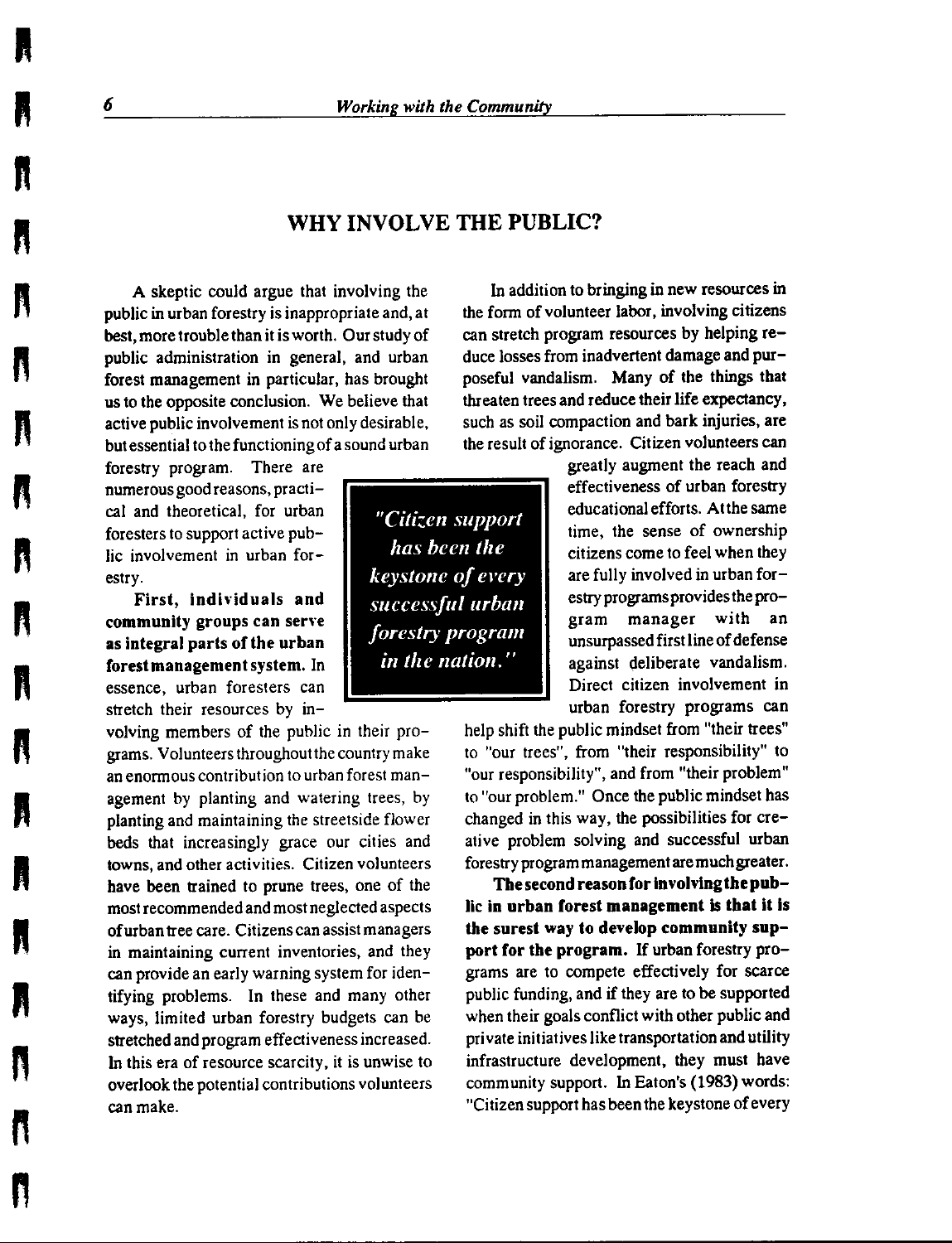## WHY INVOLVE THE PUBLIC?

A skeptic could argue that involving the public in urban forestry is inappropriate and, at best, more trouble than it is worth. Our study of public administration in general, and urban forest management in particular, has brought us to the opposite conclusion. We believe that active public involvement is not only desirable, but essential to the functioning of a sound urban forestry program. There are numerous good reasons, practical and theoretical, for urban foresters to support active public involvement in urban forestry.

> *"Citizen support has been the keystone of every successful urban forestry program in the nation."*

**First, individuals and community groups can serve as integral parts of the urban forest management system.** In essence, urban foresters can stretch their resources by involving members of the public in their programs. Volunteers throughout the country make an enormous contribution to urban forest management by planting and watering trees, by planting and maintaining the streetside flower beds that increasingly grace our cities and towns, and other activities. Citizen volunteers have been trained to prune trees, one of the most recommended and most neglected aspects of urban tree care. Citizens can assist managers in maintaining current inventories, and they can provide an early warning system for identifying problems. In these and many other ways, limited urban forestry budgets can be stretched and program effectiveness increased. In this era of resource scarcity, it is unwise to overlook the potential contributions volunteers can make.

In addition to bringing in new resources in the form of volunteer labor, involving citizens can stretch program resources by helping reduce losses from inadvertent damage and purposeful vandalism. Many of the things that threaten trees and reduce their life expectancy, such as soil compaction and bark injuries, are the result of ignorance. Citizen volunteers can greatly augment the reach and effectiveness of urban forestry educational efforts. At the same time, the sense of ownership citizens come to feel when they are fully involved in urban forestry programs provides the program manager with an unsurpassed first line of defense against deliberate vandalism. Direct citizen involvement in urban forestry programs can help shift the public mindset from "their trees" to "our trees", from "their responsibility" to "our responsibility", and from "their problem" to "our problem." Once the public mindset has changed in this way, the possibilities for creative problem solving and successful urban forestry program management are much greater.

**The second reason for involving the public in urban forest management is that it is the surest way to develop community support for the program.** If urban forestry programs are to compete effectively for scarce public funding, and if they are to be supported when their goals conflict with other public and private initiatives like transportation and utility infrastructure development, they must have community support. In Eaton's (1983) words: "Citizen support has been the keystone of every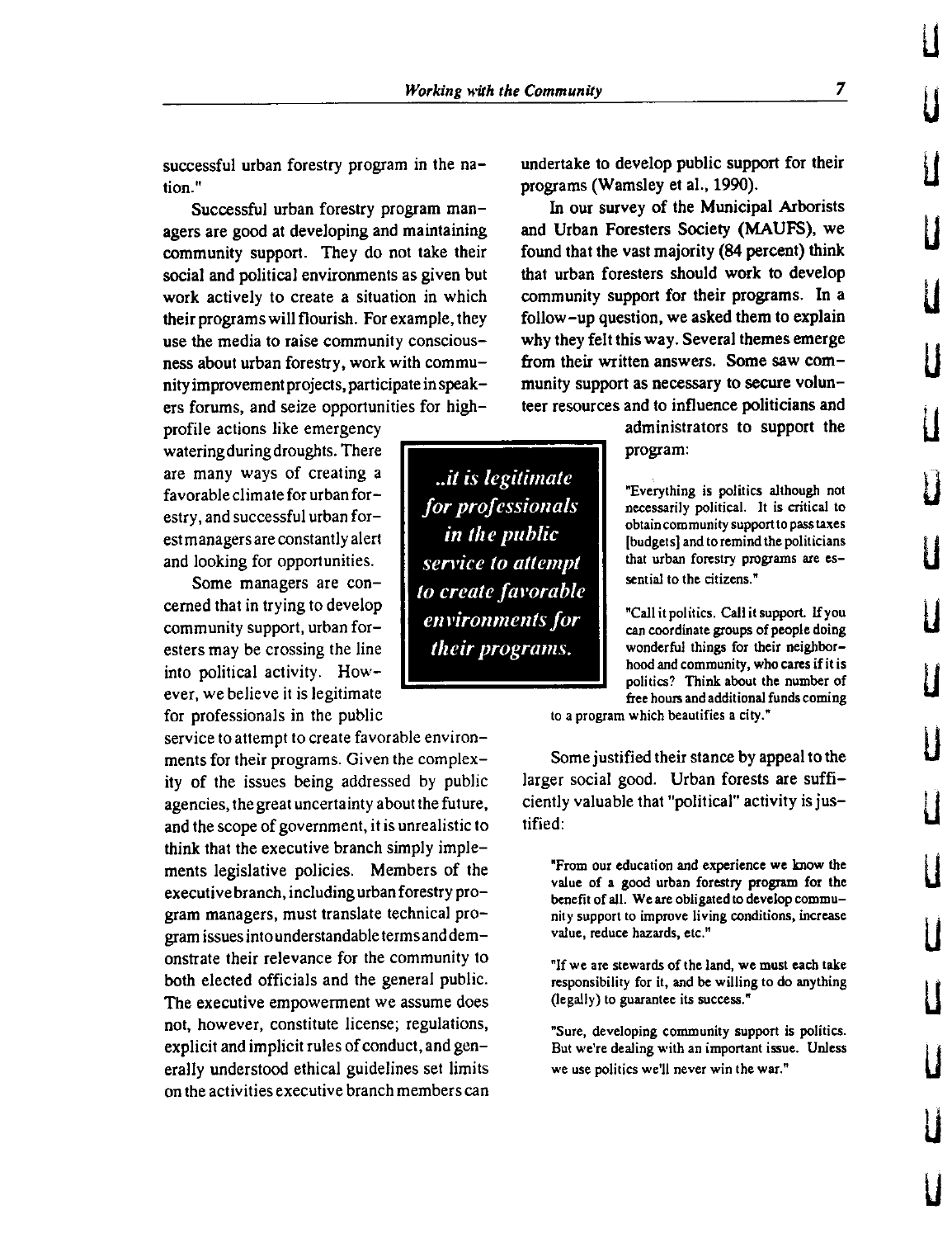successful urban forestry program in the nation."

Successful urban forestry program managers are good at developing and maintaining community support. They do not take their social and political environments as given but work actively to create a situation in which their programs will flourish. For example, they use the media to raise community consciousness about urban forestry, work with community improvement projects, participate in speakers forums, and seize opportunities for high-profile actions like emergency watering during droughts. There are many ways of creating a favorable climate for urban forestry, and successful urban forest managers are constantly alert and looking for opportunities.

Some managers are concerned that in trying to develop community support, urban foresters may be crossing the line into political activity. However, we believe it is legitimate for professionals in the public service to attempt to create favorable environments for their programs. Given the complexity of the issues being addressed by public agencies, the great uncertainty about the future, and the scope of government, it is unrealistic to think that the executive branch simply implements legislative policies. Members of the executive branch, including urban forestry program managers, must translate technical program issues into understandable terms and demonstrate their relevance for the community to both elected officials and the general public. The executive empowerment we assume does not, however, constitute license; regulations, explicit and implicit rules of conduct, and generally understood ethical guidelines set limits on the activities executive branch members can undertake to develop public support for their programs (Wamsley et al., 1990).

> *..it is legitimate for professionals in the public service to attempt to create favorable environments for their programs.*

In our survey of the Municipal Arborists and Urban Foresters Society (MAUFS), we found that the vast majority (84 percent) think that urban foresters should work to develop community support for their programs. In a follow-up question, we asked them to explain why they felt this way. Several themes emerge from their written answers. Some saw community support as necessary to secure volunteer resources and to influence politicians and administrators to support the program:

> "Everything is politics although not necessarily political. It is critical to obtain community support to pass taxes [budgets] and to remind the politicians that urban forestry programs are essential to the citizens."

> "Call it politics. Call it support. If you can coordinate groups of people doing wonderful things for their neighborhood and community, who cares if it is politics? Think about the number of free hours and additional funds coming to a program which beautifies a city."

Some justified their stance by appeal to the larger social good. Urban forests are sufficiently valuable that "political" activity is justified:

> "From our education and experience we know the value of a good urban forestry program for the benefit of all. We are obligated to develop community support to improve living conditions, increase value, reduce hazards, etc."

> "If we are stewards of the land, we must each take responsibility for it, and be willing to do anything (legally) to guarantee its success."

> "Sure, developing community support is politics. But we're dealing with an important issue. Unless we use politics we'll never win the war."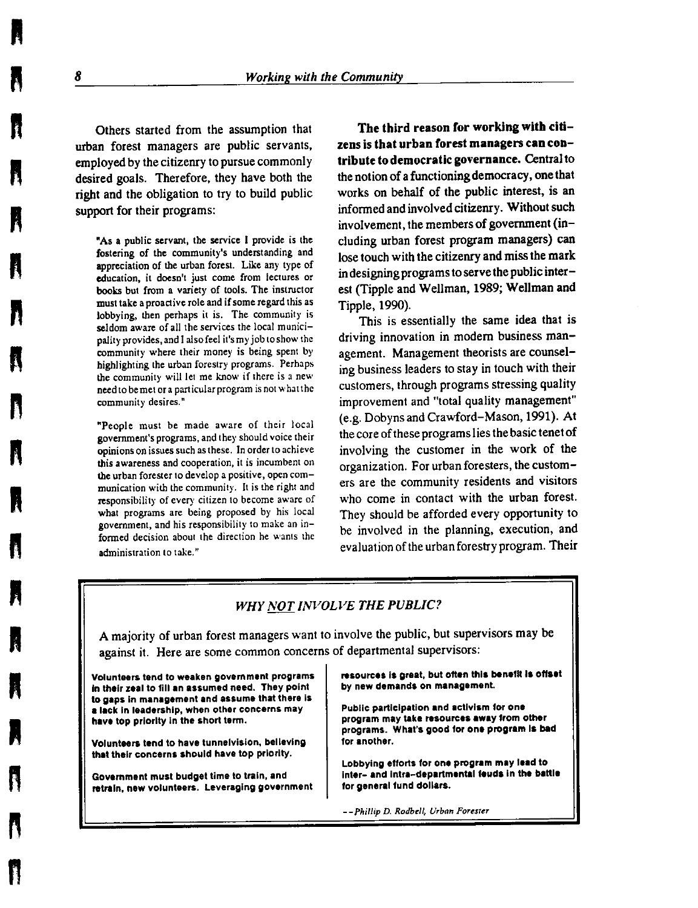Others started from the assumption that urban forest managers are public servants, employed by the citizenry to pursue commonly desired goals. Therefore, they have both the right and the obligation to try to build public support for their programs:

> "As a public servant, the service I provide is the fostering of the community's understanding and appreciation of the urban forest. Like any type of education, it doesn't just come from lectures or books but from a variety of tools. The instructor must take a proactive role and if some regard this as lobbying, then perhaps it is. The community is seldom aware of all the services the local municipality provides, and I also feel it's my job to show the community where their money is being spent by highlighting the urban forestry programs. Perhaps the community will let me know if there is a new need to be met or a particular program is not what the community desires."

> "People must be made aware of their local government's programs, and they should voice their opinions on issues such as these. In order to achieve this awareness and cooperation, it is incumbent on the urban forester to develop a positive, open communication with the community. It is the right and responsibility of every citizen to become aware of what programs are being proposed by his local government, and his responsibility to make an informed decision about the direction he wants the administration to take."

**The third reason for working with citizens is that urban forest managers can contribute to democratic governance.** Central to the notion of a functioning democracy, one that works on behalf of the public interest, is an informed and involved citizenry. Without such involvement, the members of government (including urban forest program managers) can lose touch with the citizenry and miss the mark in designing programs to serve the public interest (Tipple and Wellman, 1989; Wellman and Tipple, 1990).

This is essentially the same idea that is driving innovation in modern business management. Management theorists are counseling business leaders to stay in touch with their customers, through programs stressing quality improvement and "total quality management" (e.g. Dobyns and Crawford-Mason, 1991). At the core of these programs lies the basic tenet of involving the customer in the work of the organization. For urban foresters, the customers are the community residents and visitors who come in contact with the urban forest. They should be afforded every opportunity to be involved in the planning, execution, and evaluation of the urban forestry program. Their

### *WHY NOT INVOLVE THE PUBLIC?*

A majority of urban forest managers want to involve the public, but supervisors may be against it. Here are some common concerns of departmental supervisors:

**Volunteers tend to weaken government programs in their zeal to fill an assumed need. They point to gaps in management and assume that there is a lack in leadership, when other concerns may have top priority in the short term.**

**Volunteers tend to have tunnelvision, believing that their concerns should have top priority.**

**Government must budget time to train, and retrain, new volunteers. Leveraging government resources is great, but often this benefit is offset by new demands on management.**

**Public participation and activism for one program may take resources away from other programs. What's good for one program is bad for another.**

**Lobbying efforts for one program may lead to inter- and intra-departmental feuds in the battle for general fund dollars.**

*--Phillip D. Rodbell, Urban Forester*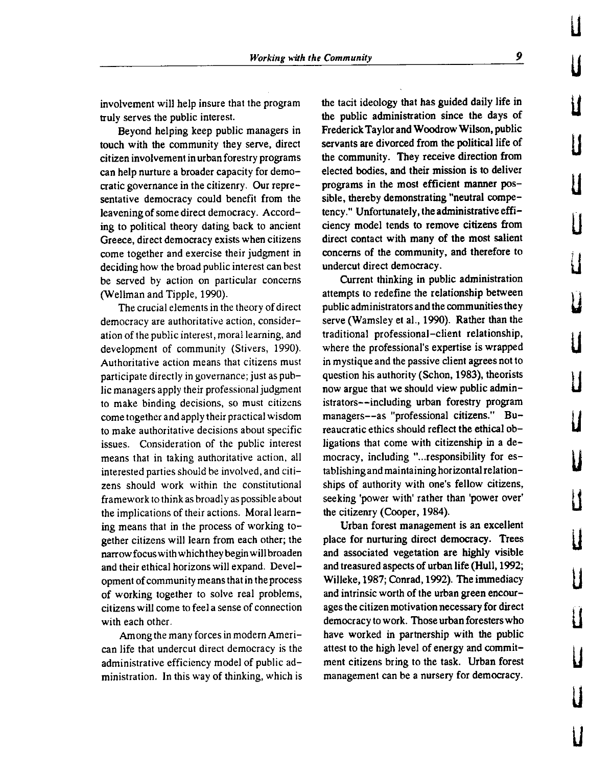involvement will help insure that the program truly serves the public interest.

Beyond helping keep public managers in touch with the community they serve, direct citizen involvement in urban forestry programs can help nurture a broader capacity for democratic governance in the citizenry. Our representative democracy could benefit from the leavening of some direct democracy. According to political theory dating back to ancient Greece, direct democracy exists when citizens come together and exercise their judgment in deciding how the broad public interest can best be served by action on particular concerns (Wellman and Tipple, 1990).

The crucial elements in the theory of direct democracy are authoritative action, consideration of the public interest, moral learning, and development of community (Stivers, 1990). Authoritative action means that citizens must participate directly in governance; just as public managers apply their professional judgment to make binding decisions, so must citizens come together and apply their practical wisdom to make authoritative decisions about specific issues. Consideration of the public interest means that in taking authoritative action, all interested parties should be involved, and citizens should work within the constitutional framework to think as broadly as possible about the implications of their actions. Moral learning means that in the process of working together citizens will learn from each other; the narrow focus with which they begin will broaden and their ethical horizons will expand. Development of community means that in the process of working together to solve real problems, citizens will come to feel a sense of connection with each other.

Among the many forces in modern American life that undercut direct democracy is the administrative efficiency model of public administration. In this way of thinking, which is the tacit ideology that has guided daily life in the public administration since the days of Frederick Taylor and Woodrow Wilson, public servants are divorced from the political life of the community. They receive direction from elected bodies, and their mission is to deliver programs in the most efficient manner possible, thereby demonstrating "neutral competency." Unfortunately, the administrative efficiency model tends to remove citizens from direct contact with many of the most salient concerns of the community, and therefore to undercut direct democracy.

Current thinking in public administration attempts to redefine the relationship between public administrators and the communities they serve (Wamsley et al., 1990). Rather than the traditional professional-client relationship, where the professional's expertise is wrapped in mystique and the passive client agrees not to question his authority (Schon, 1983), theorists now argue that we should view public administrators--including urban forestry program managers--as "professional citizens." Bureaucratic ethics should reflect the ethical obligations that come with citizenship in a democracy, including "...responsibility for establishing and maintaining horizontal relationships of authority with one's fellow citizens, seeking 'power with' rather than 'power over' the citizenry (Cooper, 1984).

Urban forest management is an excellent place for nurturing direct democracy. Trees and associated vegetation are highly visible and treasured aspects of urban life (Hull, 1992; Willeke, 1987; Conrad, 1992). The immediacy and intrinsic worth of the urban green encourages the citizen motivation necessary for direct democracy to work. Those urban foresters who have worked in partnership with the public attest to the high level of energy and commitment citizens bring to the task. Urban forest management can be a nursery for democracy.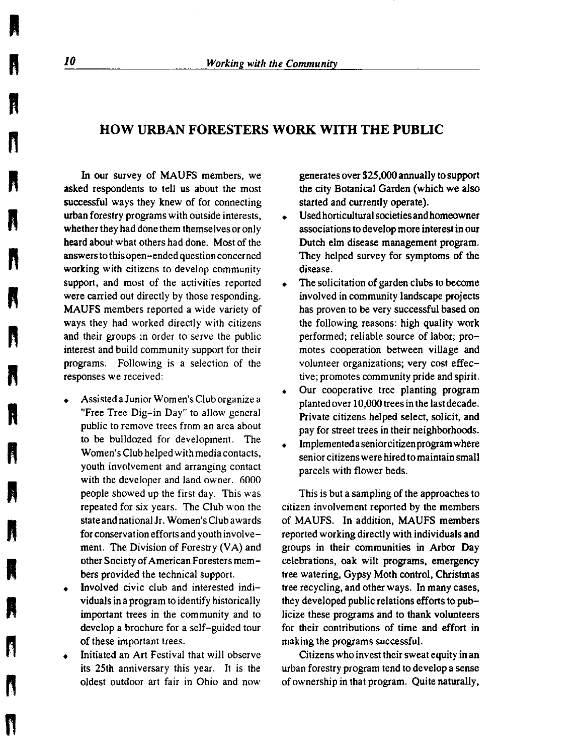## HOW URBAN FORESTERS WORK WITH THE PUBLIC

In our survey of MAUFS members, we asked respondents to tell us about the most successful ways they knew of for connecting urban forestry programs with outside interests, whether they had done them themselves or only heard about what others had done. Most of the answers to this open-ended question concerned working with citizens to develop community support, and most of the activities reported were carried out directly by those responding. MAUFS members reported a wide variety of ways they had worked directly with citizens and their groups in order to serve the public interest and build community support for their programs. Following is a selection of the responses we received:

- Assisted a Junior Women's Club organize a "Free Tree Dig-in Day" to allow general public to remove trees from an area about to be bulldozed for development. The Women's Club helped with media contacts, youth involvement and arranging contact with the developer and land owner. 6000 people showed up the first day. This was repeated for six years. The Club won the state and national Jr. Women's Club awards for conservation efforts and youth involvement. The Division of Forestry (VA) and other Society of American Foresters members provided the technical support.
- Involved civic club and interested individuals in a program to identify historically important trees in the community and to develop a brochure for a self-guided tour of these important trees.
- Initiated an Art Festival that will observe its 25th anniversary this year. It is the oldest outdoor art fair in Ohio and now generates over $25,000 annually to support the city Botanical Garden (which we also started and currently operate).
- Used horticultural societies and homeowner associations to develop more interest in our Dutch elm disease management program. They helped survey for symptoms of the disease.
- The solicitation of garden clubs to become involved in community landscape projects has proven to be very successful based on the following reasons: high quality work performed; reliable source of labor; promotes cooperation between village and volunteer organizations; very cost effective; promotes community pride and spirit.
- Our cooperative tree planting program planted over 10,000 trees in the last decade. Private citizens helped select, solicit, and pay for street trees in their neighborhoods.
- Implemented a senior citizen program where senior citizens were hired to maintain small parcels with flower beds.

This is but a sampling of the approaches to citizen involvement reported by the members of MAUFS. In addition, MAUFS members reported working directly with individuals and groups in their communities in Arbor Day celebrations, oak wilt programs, emergency tree watering, Gypsy Moth control, Christmas tree recycling, and other ways. In many cases, they developed public relations efforts to publicize these programs and to thank volunteers for their contributions of time and effort in making the programs successful.

Citizens who invest their sweat equity in an urban forestry program tend to develop a sense of ownership in that program. Quite naturally,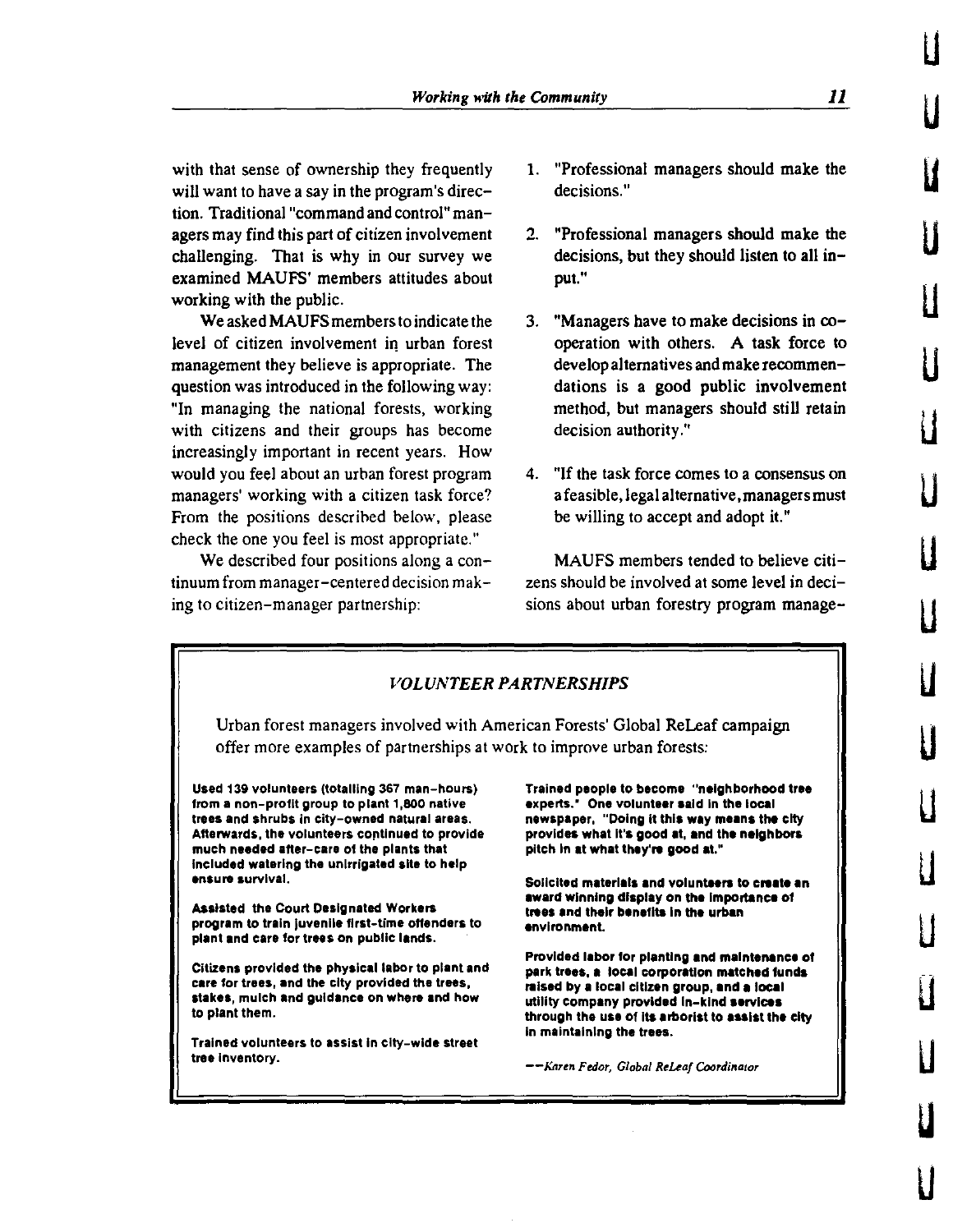with that sense of ownership they frequently will want to have a say in the program's direction. Traditional "command and control" managers may find this part of citizen involvement challenging. That is why in our survey we examined MAUFS' members attitudes about working with the public.

We asked MAUFS members to indicate the level of citizen involvement in urban forest management they believe is appropriate. The question was introduced in the following way: "In managing the national forests, working with citizens and their groups has become increasingly important in recent years. How would you feel about an urban forest program managers' working with a citizen task force? From the positions described below, please check the one you feel is most appropriate."

We described four positions along a continuum from manager-centered decision making to citizen-manager partnership:

1. "Professional managers should make the decisions."
2. "Professional managers should make the decisions, but they should listen to all input."
3. "Managers have to make decisions in cooperation with others. A task force to develop alternatives and make recommendations is a good public involvement method, but managers should still retain decision authority."
4. "If the task force comes to a consensus on a feasible, legal alternative, managers must be willing to accept and adopt it."

MAUFS members tended to believe citizens should be involved at some level in decisions about urban forestry program manage-

### *VOLUNTEER PARTNERSHIPS*

Urban forest managers involved with American Forests' Global ReLeaf campaign offer more examples of partnerships at work to improve urban forests:

**Used 139 volunteers (totalling 367 man-hours) from a non-profit group to plant 1,800 native trees and shrubs in city-owned natural areas. Afterwards, the volunteers continued to provide much needed after-care of the plants that included watering the unirrigated site to help ensure survival.**

**Assisted the Court Designated Workers program to train juvenile first-time offenders to plant and care for trees on public lands.**

**Citizens provided the physical labor to plant and care for trees, and the city provided the trees, stakes, mulch and guidance on where and how to plant them.**

**Trained volunteers to assist in city-wide street tree inventory.**

**Trained people to become "neighborhood tree experts." One volunteer said in the local newspaper, "Doing it this way means the city provides what it's good at, and the neighbors pitch in at what they're good at."**

**Solicited materials and volunteers to create an award winning display on the importance of trees and their benefits in the urban environment.**

**Provided labor for planting and maintenance of park trees, a local corporation matched funds raised by a local citizen group, and a local utility company provided in-kind services through the use of its arborist to assist the city in maintaining the trees.**

—*Karen Fedor, Global ReLeaf Coordinator*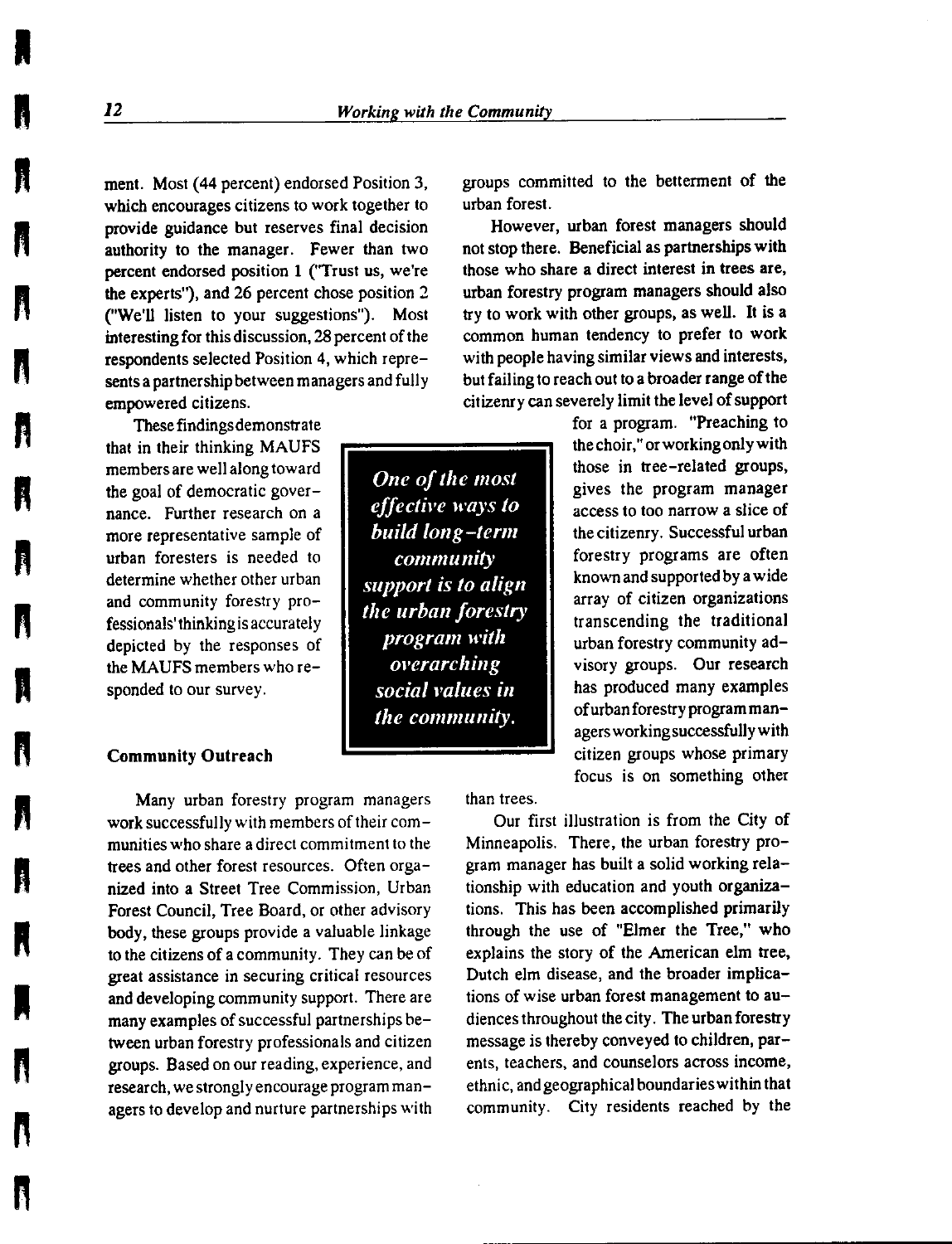ment. Most (44 percent) endorsed Position 3, which encourages citizens to work together to provide guidance but reserves final decision authority to the manager. Fewer than two percent endorsed position 1 ("Trust us, we're the experts"), and 26 percent chose position 2 ("We'll listen to your suggestions"). Most interesting for this discussion, 28 percent of the respondents selected Position 4, which represents a partnership between managers and fully empowered citizens.

These findings demonstrate that in their thinking MAUFS members are well along toward the goal of democratic governance. Further research on a more representative sample of urban foresters is needed to determine whether other urban and community forestry professionals' thinking is accurately depicted by the responses of the MAUFS members who responded to our survey.

> ***One of the most effective ways to build long-term community support is to align the urban forestry program with overarching social values in the community.***

### Community Outreach

Many urban forestry program managers work successfully with members of their communities who share a direct commitment to the trees and other forest resources. Often organized into a Street Tree Commission, Urban Forest Council, Tree Board, or other advisory body, these groups provide a valuable linkage to the citizens of a community. They can be of great assistance in securing critical resources and developing community support. There are many examples of successful partnerships between urban forestry professionals and citizen groups. Based on our reading, experience, and research, we strongly encourage program managers to develop and nurture partnerships with groups committed to the betterment of the urban forest.

However, urban forest managers should not stop there. Beneficial as partnerships with those who share a direct interest in trees are, urban forestry program managers should also try to work with other groups, as well. It is a common human tendency to prefer to work with people having similar views and interests, but failing to reach out to a broader range of the citizenry can severely limit the level of support for a program. "Preaching to the choir," or working only with those in tree-related groups, gives the program manager access to too narrow a slice of the citizenry. Successful urban forestry programs are often known and supported by a wide array of citizen organizations transcending the traditional urban forestry community advisory groups. Our research has produced many examples of urban forestry program managers working successfully with citizen groups whose primary focus is on something other than trees.

Our first illustration is from the City of Minneapolis. There, the urban forestry program manager has built a solid working relationship with education and youth organizations. This has been accomplished primarily through the use of "Elmer the Tree," who explains the story of the American elm tree, Dutch elm disease, and the broader implications of wise urban forest management to audiences throughout the city. The urban forestry message is thereby conveyed to children, parents, teachers, and counselors across income, ethnic, and geographical boundaries within that community. City residents reached by the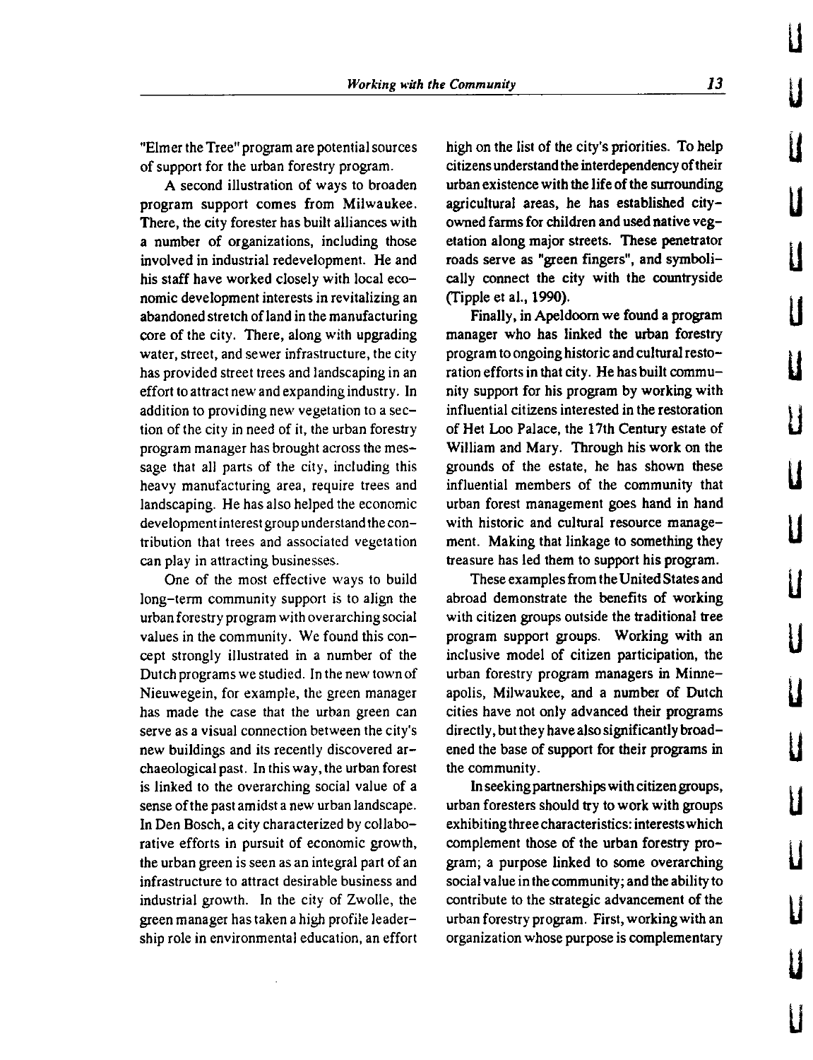"Elmer the Tree" program are potential sources of support for the urban forestry program.

A second illustration of ways to broaden program support comes from Milwaukee. There, the city forester has built alliances with a number of organizations, including those involved in industrial redevelopment. He and his staff have worked closely with local economic development interests in revitalizing an abandoned stretch of land in the manufacturing core of the city. There, along with upgrading water, street, and sewer infrastructure, the city has provided street trees and landscaping in an effort to attract new and expanding industry. In addition to providing new vegetation to a section of the city in need of it, the urban forestry program manager has brought across the message that all parts of the city, including this heavy manufacturing area, require trees and landscaping. He has also helped the economic development interest group understand the contribution that trees and associated vegetation can play in attracting businesses.

One of the most effective ways to build long-term community support is to align the urban forestry program with overarching social values in the community. We found this concept strongly illustrated in a number of the Dutch programs we studied. In the new town of Nieuwegein, for example, the green manager has made the case that the urban green can serve as a visual connection between the city's new buildings and its recently discovered archaeological past. In this way, the urban forest is linked to the overarching social value of a sense of the past amidst a new urban landscape. In Den Bosch, a city characterized by collaborative efforts in pursuit of economic growth, the urban green is seen as an integral part of an infrastructure to attract desirable business and industrial growth. In the city of Zwolle, the green manager has taken a high profile leadership role in environmental education, an effort high on the list of the city's priorities. To help citizens understand the interdependency of their urban existence with the life of the surrounding agricultural areas, he has established city-owned farms for children and used native vegetation along major streets. These penetrator roads serve as "green fingers", and symbolically connect the city with the countryside (Tipple et al., 1990).

Finally, in Apeldoorn we found a program manager who has linked the urban forestry program to ongoing historic and cultural restoration efforts in that city. He has built community support for his program by working with influential citizens interested in the restoration of Het Loo Palace, the 17th Century estate of William and Mary. Through his work on the grounds of the estate, he has shown these influential members of the community that urban forest management goes hand in hand with historic and cultural resource management. Making that linkage to something they treasure has led them to support his program.

These examples from the United States and abroad demonstrate the benefits of working with citizen groups outside the traditional tree program support groups. Working with an inclusive model of citizen participation, the urban forestry program managers in Minneapolis, Milwaukee, and a number of Dutch cities have not only advanced their programs directly, but they have also significantly broadened the base of support for their programs in the community.

In seeking partnerships with citizen groups, urban foresters should try to work with groups exhibiting three characteristics: interests which complement those of the urban forestry program; a purpose linked to some overarching social value in the community; and the ability to contribute to the strategic advancement of the urban forestry program. First, working with an organization whose purpose is complementary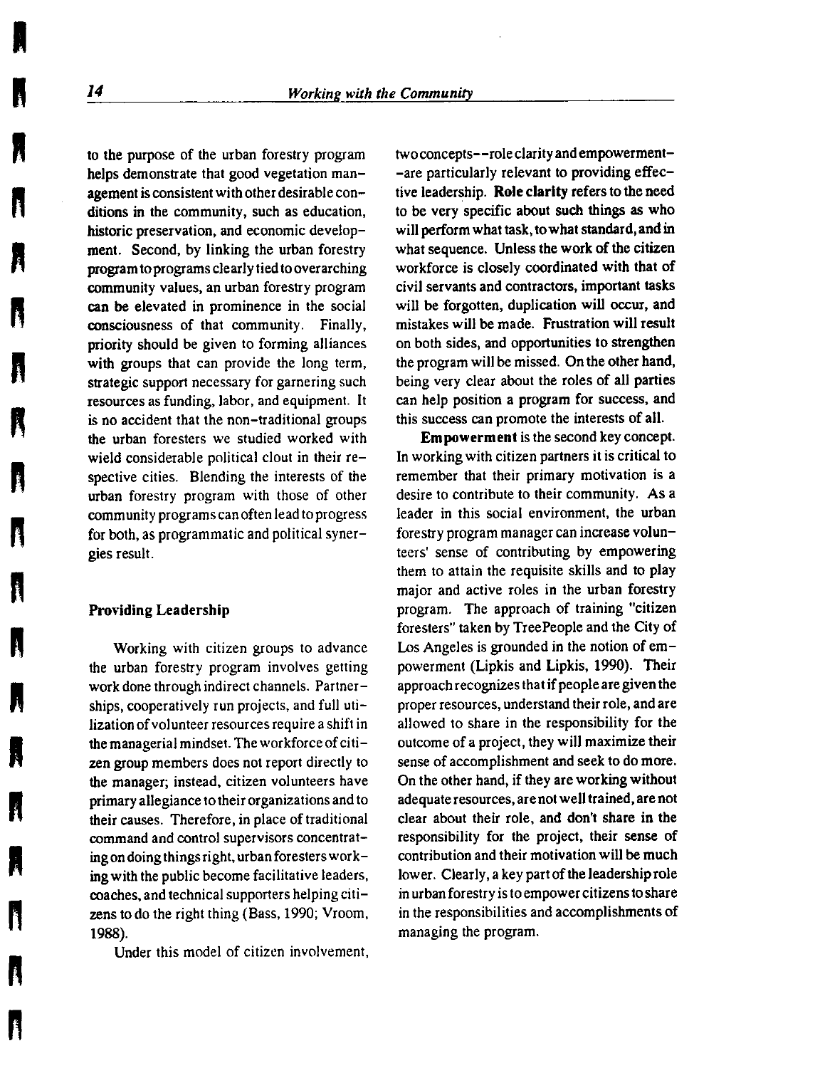to the purpose of the urban forestry program helps demonstrate that good vegetation management is consistent with other desirable conditions in the community, such as education, historic preservation, and economic development. Second, by linking the urban forestry program to programs clearly tied to overarching community values, an urban forestry program can be elevated in prominence in the social consciousness of that community. Finally, priority should be given to forming alliances with groups that can provide the long term, strategic support necessary for garnering such resources as funding, labor, and equipment. It is no accident that the non-traditional groups the urban foresters we studied worked with wield considerable political clout in their respective cities. Blending the interests of the urban forestry program with those of other community programs can often lead to progress for both, as programmatic and political synergies result.

### Providing Leadership

Working with citizen groups to advance the urban forestry program involves getting work done through indirect channels. Partnerships, cooperatively run projects, and full utilization of volunteer resources require a shift in the managerial mindset. The workforce of citizen group members does not report directly to the manager; instead, citizen volunteers have primary allegiance to their organizations and to their causes. Therefore, in place of traditional command and control supervisors concentrating on doing things right, urban foresters working with the public become facilitative leaders, coaches, and technical supporters helping citizens to do the right thing (Bass, 1990; Vroom, 1988).

Under this model of citizen involvement, two concepts--role clarity and empowerment--are particularly relevant to providing effective leadership. **Role clarity** refers to the need to be very specific about such things as who will perform what task, to what standard, and in what sequence. Unless the work of the citizen workforce is closely coordinated with that of civil servants and contractors, important tasks will be forgotten, duplication will occur, and mistakes will be made. Frustration will result on both sides, and opportunities to strengthen the program will be missed. On the other hand, being very clear about the roles of all parties can help position a program for success, and this success can promote the interests of all.

**Empowerment** is the second key concept. In working with citizen partners it is critical to remember that their primary motivation is a desire to contribute to their community. As a leader in this social environment, the urban forestry program manager can increase volunteers' sense of contributing by empowering them to attain the requisite skills and to play major and active roles in the urban forestry program. The approach of training "citizen foresters" taken by TreePeople and the City of Los Angeles is grounded in the notion of empowerment (Lipkis and Lipkis, 1990). Their approach recognizes that if people are given the proper resources, understand their role, and are allowed to share in the responsibility for the outcome of a project, they will maximize their sense of accomplishment and seek to do more. On the other hand, if they are working without adequate resources, are not well trained, are not clear about their role, and don't share in the responsibility for the project, their sense of contribution and their motivation will be much lower. Clearly, a key part of the leadership role in urban forestry is to empower citizens to share in the responsibilities and accomplishments of managing the program.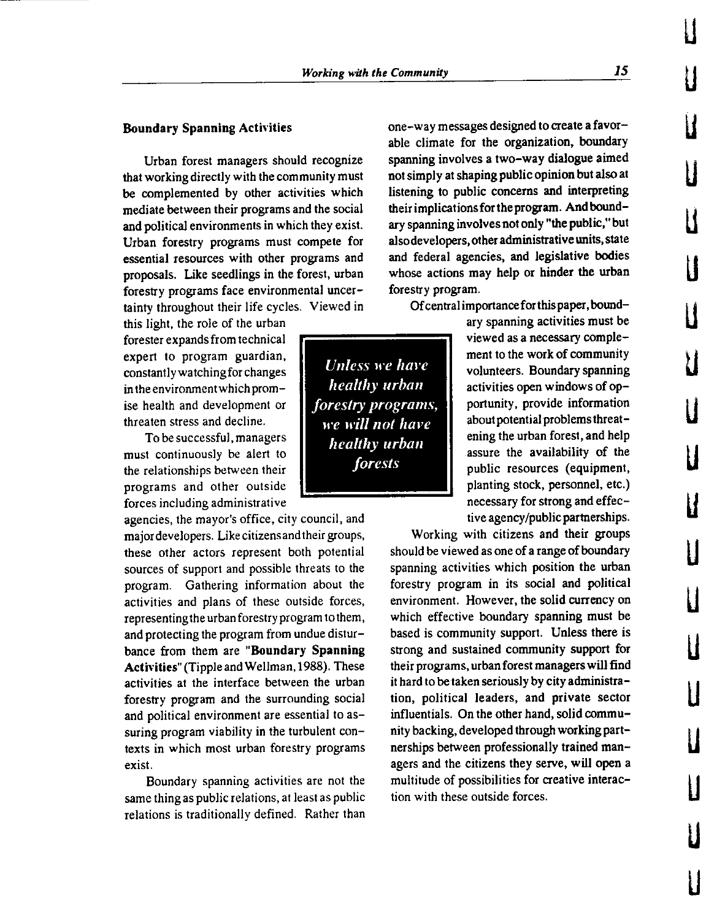### Boundary Spanning Activities

Urban forest managers should recognize that working directly with the community must be complemented by other activities which mediate between their programs and the social and political environments in which they exist. Urban forestry programs must compete for essential resources with other programs and proposals. Like seedlings in the forest, urban forestry programs face environmental uncertainty throughout their life cycles. Viewed in this light, the role of the urban forester expands from technical expert to program guardian, constantly watching for changes in the environment which promise health and development or threaten stress and decline.

> *Unless we have healthy urban forestry programs, we will not have healthy urban forests*

To be successful, managers must continuously be alert to the relationships between their programs and other outside forces including administrative agencies, the mayor's office, city council, and major developers. Like citizens and their groups, these other actors represent both potential sources of support and possible threats to the program. Gathering information about the activities and plans of these outside forces, representing the urban forestry program to them, and protecting the program from undue disturbance from them are "**Boundary Spanning Activities**" (Tipple and Wellman, 1988). These activities at the interface between the urban forestry program and the surrounding social and political environment are essential to assuring program viability in the turbulent contexts in which most urban forestry programs exist.

Boundary spanning activities are not the same thing as public relations, at least as public relations is traditionally defined. Rather than one-way messages designed to create a favorable climate for the organization, boundary spanning involves a two-way dialogue aimed not simply at shaping public opinion but also at listening to public concerns and interpreting their implications for the program. And boundary spanning involves not only "the public," but also developers, other administrative units, state and federal agencies, and legislative bodies whose actions may help or hinder the urban forestry program.

Of central importance for this paper, boundary spanning activities must be viewed as a necessary complement to the work of community volunteers. Boundary spanning activities open windows of opportunity, provide information about potential problems threatening the urban forest, and help assure the availability of the public resources (equipment, planting stock, personnel, etc.) necessary for strong and effective agency/public partnerships.

Working with citizens and their groups should be viewed as one of a range of boundary spanning activities which position the urban forestry program in its social and political environment. However, the solid currency on which effective boundary spanning must be based is community support. Unless there is strong and sustained community support for their programs, urban forest managers will find it hard to be taken seriously by city administration, political leaders, and private sector influentials. On the other hand, solid community backing, developed through working partnerships between professionally trained managers and the citizens they serve, will open a multitude of possibilities for creative interaction with these outside forces.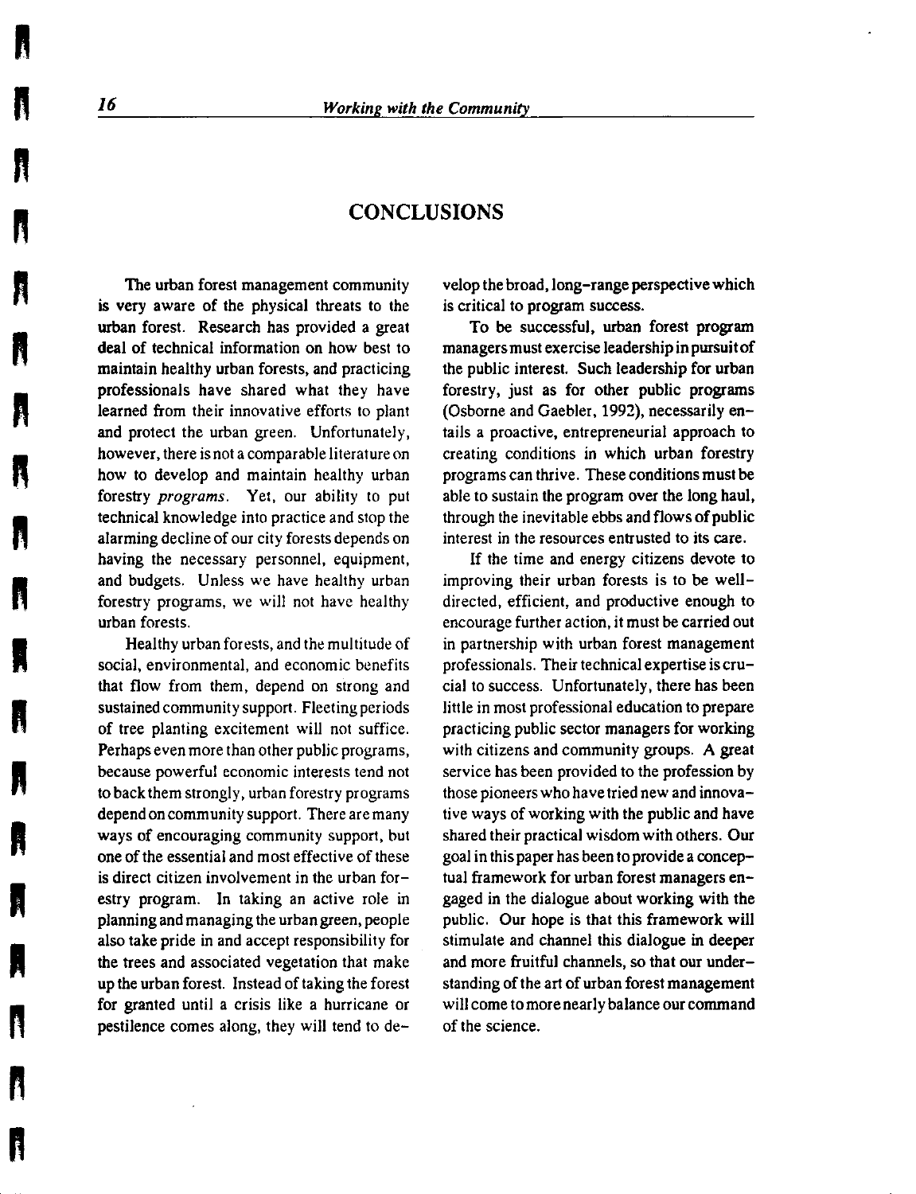## CONCLUSIONS

The urban forest management community is very aware of the physical threats to the urban forest. Research has provided a great deal of technical information on how best to maintain healthy urban forests, and practicing professionals have shared what they have learned from their innovative efforts to plant and protect the urban green. Unfortunately, however, there is not a comparable literature on how to develop and maintain healthy urban forestry *programs*. Yet, our ability to put technical knowledge into practice and stop the alarming decline of our city forests depends on having the necessary personnel, equipment, and budgets. Unless we have healthy urban forestry programs, we will not have healthy urban forests.

Healthy urban forests, and the multitude of social, environmental, and economic benefits that flow from them, depend on strong and sustained community support. Fleeting periods of tree planting excitement will not suffice. Perhaps even more than other public programs, because powerful economic interests tend not to back them strongly, urban forestry programs depend on community support. There are many ways of encouraging community support, but one of the essential and most effective of these is direct citizen involvement in the urban forestry program. In taking an active role in planning and managing the urban green, people also take pride in and accept responsibility for the trees and associated vegetation that make up the urban forest. Instead of taking the forest for granted until a crisis like a hurricane or pestilence comes along, they will tend to develop the broad, long-range perspective which is critical to program success.

To be successful, urban forest program managers must exercise leadership in pursuit of the public interest. Such leadership for urban forestry, just as for other public programs (Osborne and Gaebler, 1992), necessarily entails a proactive, entrepreneurial approach to creating conditions in which urban forestry programs can thrive. These conditions must be able to sustain the program over the long haul, through the inevitable ebbs and flows of public interest in the resources entrusted to its care.

If the time and energy citizens devote to improving their urban forests is to be well-directed, efficient, and productive enough to encourage further action, it must be carried out in partnership with urban forest management professionals. Their technical expertise is crucial to success. Unfortunately, there has been little in most professional education to prepare practicing public sector managers for working with citizens and community groups. A great service has been provided to the profession by those pioneers who have tried new and innovative ways of working with the public and have shared their practical wisdom with others. Our goal in this paper has been to provide a conceptual framework for urban forest managers engaged in the dialogue about working with the public. Our hope is that this framework will stimulate and channel this dialogue in deeper and more fruitful channels, so that our understanding of the art of urban forest management will come to more nearly balance our command of the science.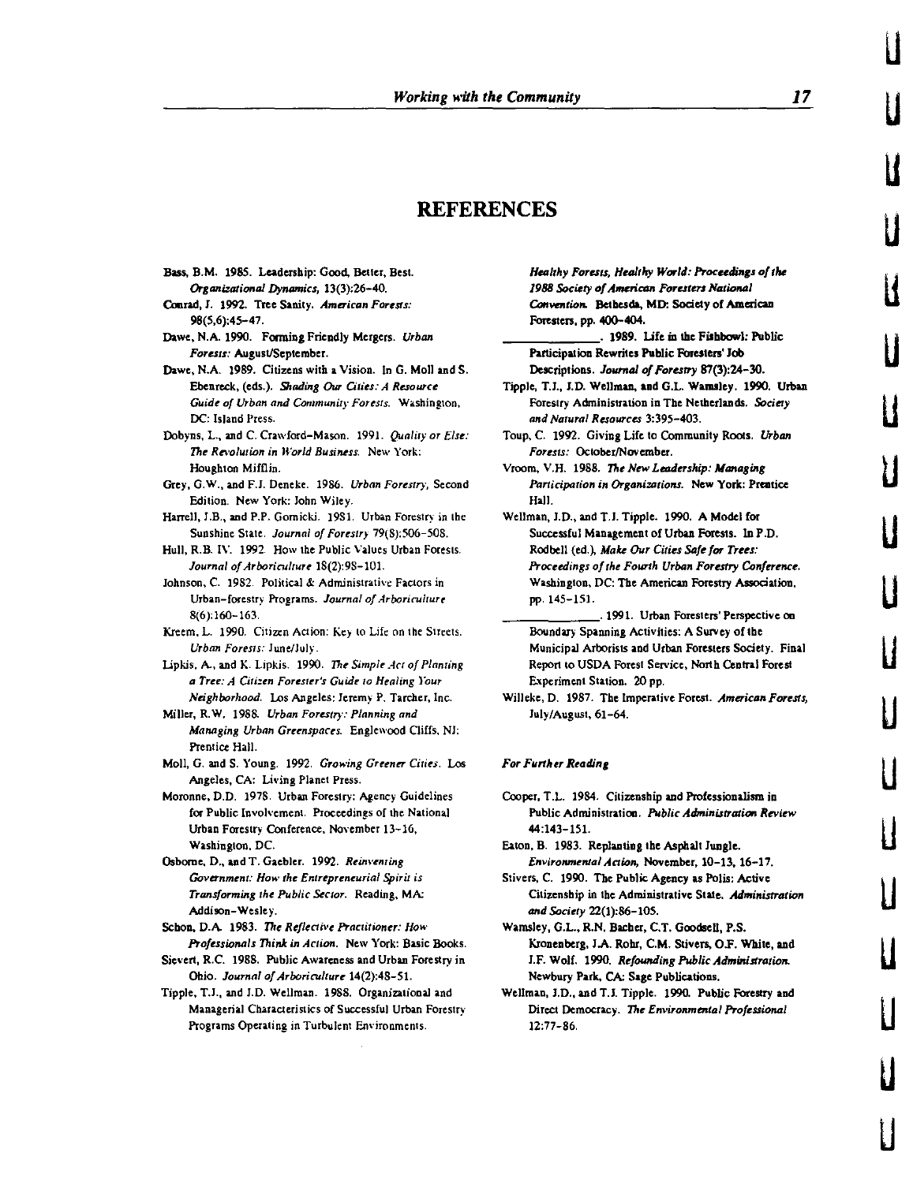# REFERENCES

Bass, B.M. 1985. Leadership: Good, Better, Best. *Organizational Dynamics*, 13(3):26–40.

Conrad, J. 1992. Tree Sanity. *American Forests:* 98(5,6):45–47.

Dawe, N.A. 1990. Forming Friendly Mergers. *Urban Forests:* August/September.

Dawe, N.A. 1989. Citizens with a Vision. In G. Moll and S. Ebenreck, (eds.). *Shading Our Cities: A Resource Guide of Urban and Community Forests.* Washington, DC: Island Press.

Dobyns, L., and C. Crawford-Mason. 1991. *Quality or Else: The Revolution in World Business.* New York: Houghton Mifflin.

Grey, G.W., and F.J. Deneke. 1986. *Urban Forestry,* Second Edition. New York: John Wiley.

Harrell, J.B., and P.P. Gornicki. 1981. Urban Forestry in the Sunshine State. *Journal of Forestry* 79(8):506–508.

Hull, R.B. IV. 1992. How the Public Values Urban Forests. *Journal of Arboriculture* 18(2):98–101.

Johnson, C. 1982. Political & Administrative Factors in Urban-forestry Programs. *Journal of Arboriculture* 8(6):160–163.

Kreem, L. 1990. Citizen Action: Key to Life on the Streets. *Urban Forests:* June/July.

Lipkis, A., and K. Lipkis. 1990. *The Simple Act of Planting a Tree: A Citizen Forester's Guide to Healing Your Neighborhood.* Los Angeles: Jeremy P. Tarcher, Inc.

Miller, R.W. 1988. *Urban Forestry: Planning and Managing Urban Greenspaces.* Englewood Cliffs, NJ: Prentice Hall.

Moll, G. and S. Young. 1992. *Growing Greener Cities.* Los Angeles, CA: Living Planet Press.

Moronne, D.D. 1978. Urban Forestry: Agency Guidelines for Public Involvement. Proceedings of the National Urban Forestry Conference, November 13–16, Washington, DC.

Osborne, D., and T. Gaebler. 1992. *Reinventing Government: How the Entrepreneurial Spirit is Transforming the Public Sector.* Reading, MA: Addison-Wesley.

Schon, D.A. 1983. *The Reflective Practitioner: How Professionals Think in Action.* New York: Basic Books.

Sievert, R.C. 1988. Public Awareness and Urban Forestry in Ohio. *Journal of Arboriculture* 14(2):48–51.

Tipple, T.J., and J.D. Wellman. 1988. Organizational and Managerial Characteristics of Successful Urban Forestry Programs Operating in Turbulent Environments. *Healthy Forests, Healthy World: Proceedings of the 1988 Society of American Foresters National Convention.* Bethesda, MD: Society of American Foresters, pp. 400–404.

\_\_\_\_\_\_\_\_\_\_\_\_\_\_\_. 1989. Life in the Fishbowl: Public Participation Rewrites Public Foresters' Job Descriptions. *Journal of Forestry* 87(3):24–30.

Tipple, T.J., J.D. Wellman, and G.L. Wamsley. 1990. Urban Forestry Administration in The Netherlands. *Society and Natural Resources* 3:395–403.

Toup, C. 1992. Giving Life to Community Roots. *Urban Forests:* October/November.

Vroom, V.H. 1988. *The New Leadership: Managing Participation in Organizations.* New York: Prentice Hall.

Wellman, J.D., and T.J. Tipple. 1990. A Model for Successful Management of Urban Forests. In P.D. Rodbell (ed.), *Make Our Cities Safe for Trees: Proceedings of the Fourth Urban Forestry Conference.* Washington, DC: The American Forestry Association, pp. 145–151.

\_\_\_\_\_\_\_\_\_\_\_\_\_\_\_. 1991. Urban Foresters' Perspective on Boundary Spanning Activities: A Survey of the Municipal Arborists and Urban Foresters Society. Final Report to USDA Forest Service, North Central Forest Experiment Station. 20 pp.

Willeke, D. 1987. The Imperative Forest. *American Forests,* July/August, 61–64.

### *For Further Reading*

Cooper, T.L. 1984. Citizenship and Professionalism in Public Administration. *Public Administration Review* 44:143–151.

Eaton, B. 1983. Replanting the Asphalt Jungle. *Environmental Action,* November, 10–13, 16–17.

Stivers, C. 1990. The Public Agency as Polis: Active Citizenship in the Administrative State. *Administration and Society* 22(1):86–105.

Wamsley, G.L., R.N. Bacher, C.T. Goodsell, P.S. Kronenberg, J.A. Rohr, C.M. Stivers, O.F. White, and J.F. Wolf. 1990. *Refounding Public Administration.* Newbury Park, CA: Sage Publications.

Wellman, J.D., and T.J. Tipple. 1990. Public Forestry and Direct Democracy. *The Environmental Professional* 12:77–86.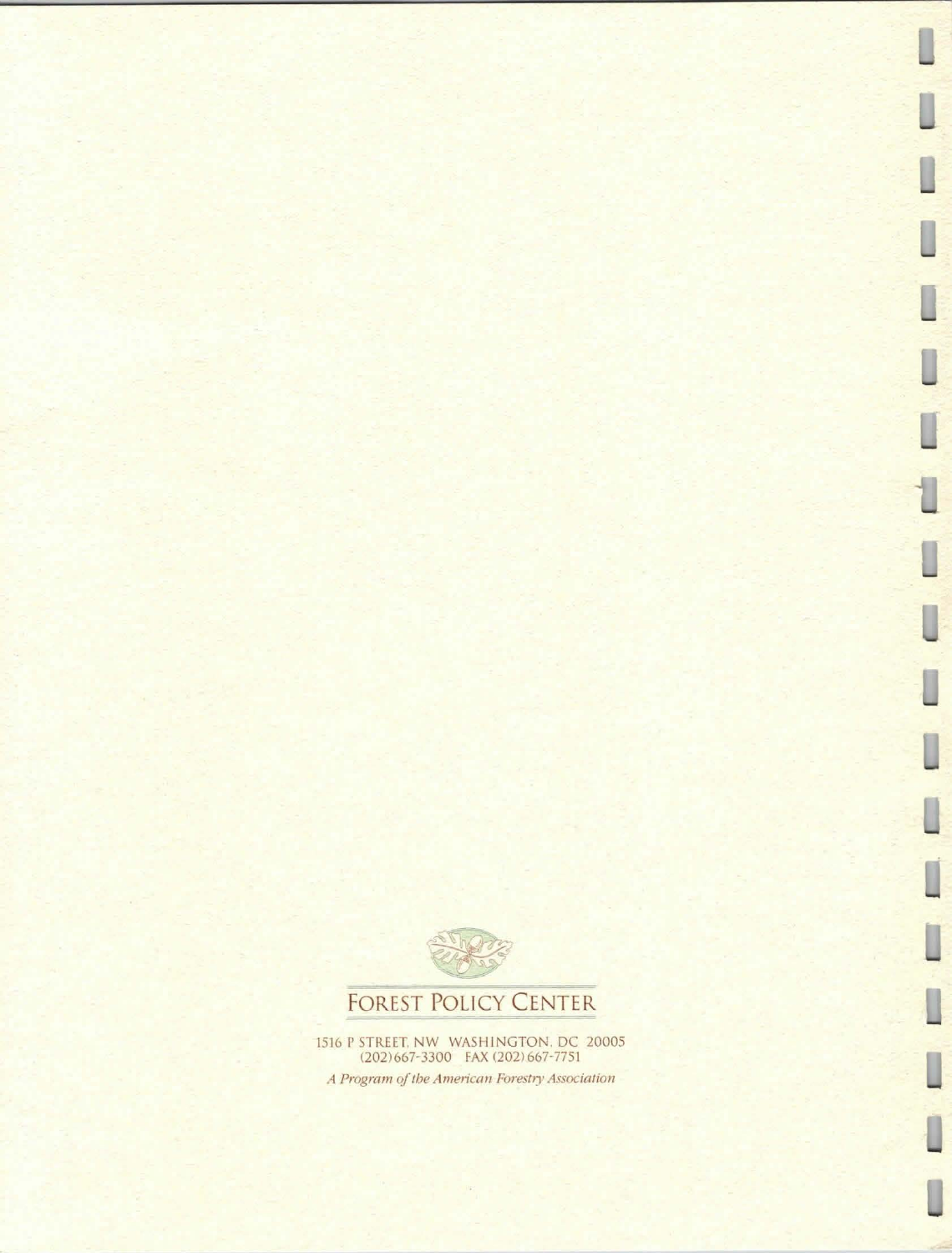FOREST POLICY CENTER

1516 P STREET, NW WASHINGTON, DC 20005
(202) 667-3300 FAX (202) 667-7751

*A Program of the American Forestry Association*